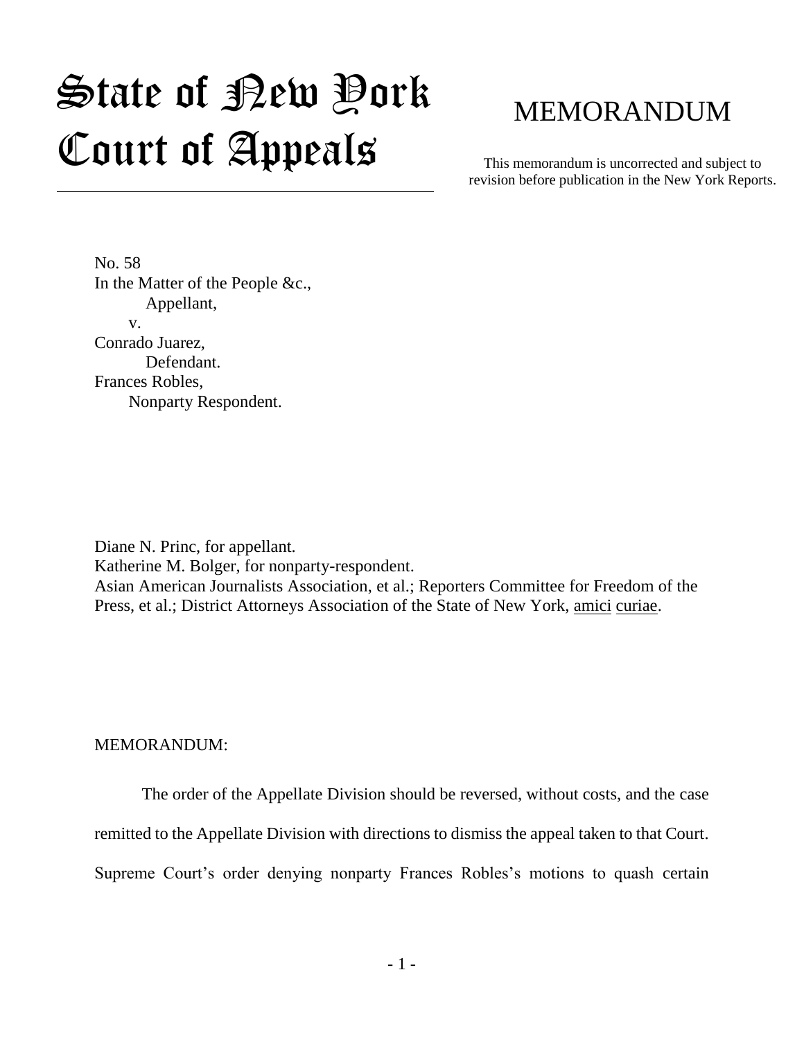# State of New York Court of Appeals

# MEMORANDUM

This memorandum is uncorrected and subject to revision before publication in the New York Reports.

No. 58
In the Matter of the People &c.,
Appellant,
v.
Conrado Juarez,
Defendant.
Frances Robles,
Nonparty Respondent.

Diane N. Princ, for appellant.
Katherine M. Bolger, for nonparty-respondent.
Asian American Journalists Association, et al.; Reporters Committee for Freedom of the Press, et al.; District Attorneys Association of the State of New York, amici curiae.

MEMORANDUM:

The order of the Appellate Division should be reversed, without costs, and the case remitted to the Appellate Division with directions to dismiss the appeal taken to that Court. Supreme Court's order denying nonparty Frances Robles's motions to quash certain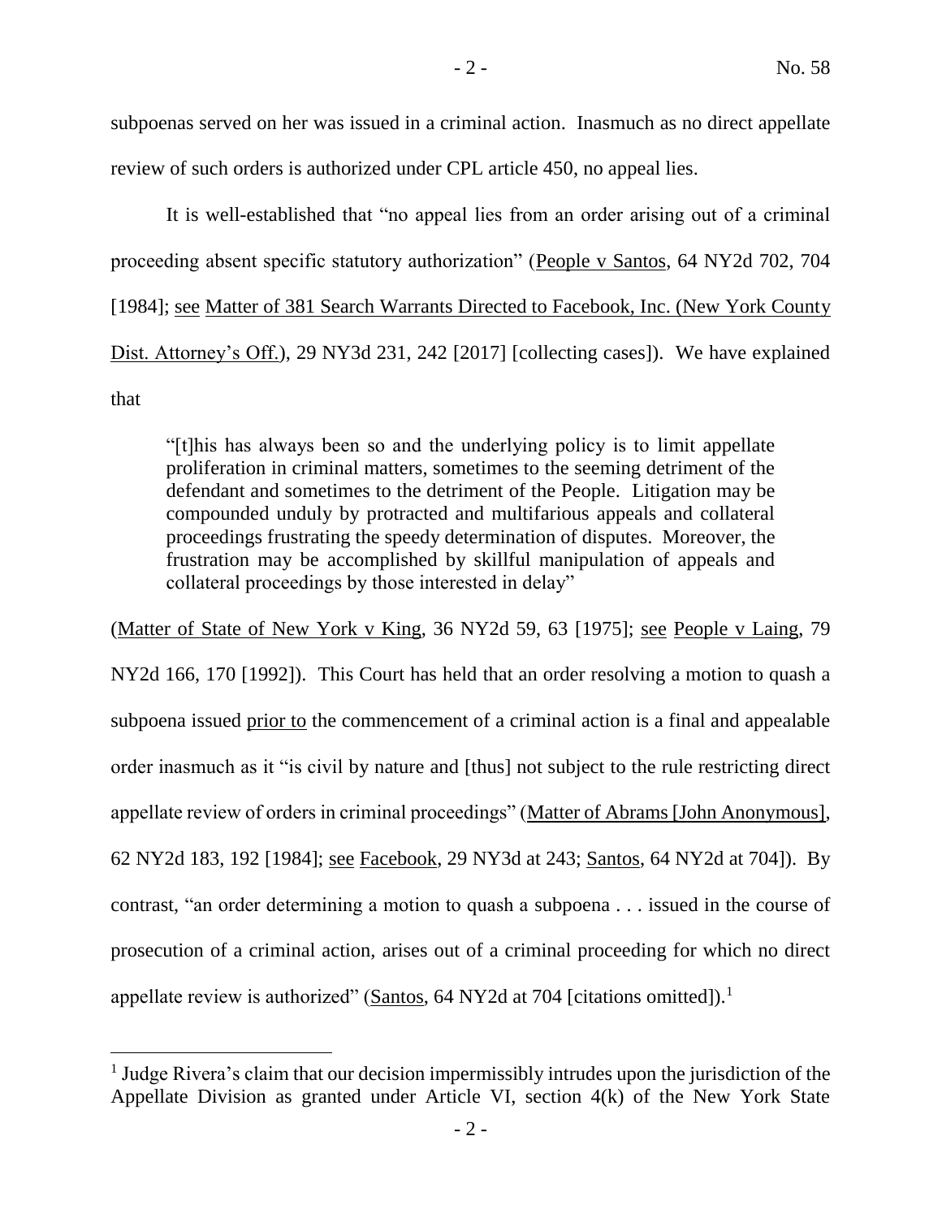subpoenas served on her was issued in a criminal action. Inasmuch as no direct appellate review of such orders is authorized under CPL article 450, no appeal lies.

It is well-established that "no appeal lies from an order arising out of a criminal proceeding absent specific statutory authorization" (People v Santos, 64 NY2d 702, 704 [1984]; see Matter of 381 Search Warrants Directed to Facebook, Inc. (New York County Dist. Attorney's Off.), 29 NY3d 231, 242 [2017] [collecting cases]). We have explained that

> "[t]his has always been so and the underlying policy is to limit appellate proliferation in criminal matters, sometimes to the seeming detriment of the defendant and sometimes to the detriment of the People. Litigation may be compounded unduly by protracted and multifarious appeals and collateral proceedings frustrating the speedy determination of disputes. Moreover, the frustration may be accomplished by skillful manipulation of appeals and collateral proceedings by those interested in delay"

(Matter of State of New York v King, 36 NY2d 59, 63 [1975]; see People v Laing, 79 NY2d 166, 170 [1992]). This Court has held that an order resolving a motion to quash a subpoena issued prior to the commencement of a criminal action is a final and appealable order inasmuch as it "is civil by nature and [thus] not subject to the rule restricting direct appellate review of orders in criminal proceedings" (Matter of Abrams [John Anonymous], 62 NY2d 183, 192 [1984]; see Facebook, 29 NY3d at 243; Santos, 64 NY2d at 704]). By contrast, "an order determining a motion to quash a subpoena . . . issued in the course of prosecution of a criminal action, arises out of a criminal proceeding for which no direct appellate review is authorized" (Santos, 64 NY2d at 704 [citations omitted]).[1]

[1] Judge Rivera's claim that our decision impermissibly intrudes upon the jurisdiction of the Appellate Division as granted under Article VI, section 4(k) of the New York State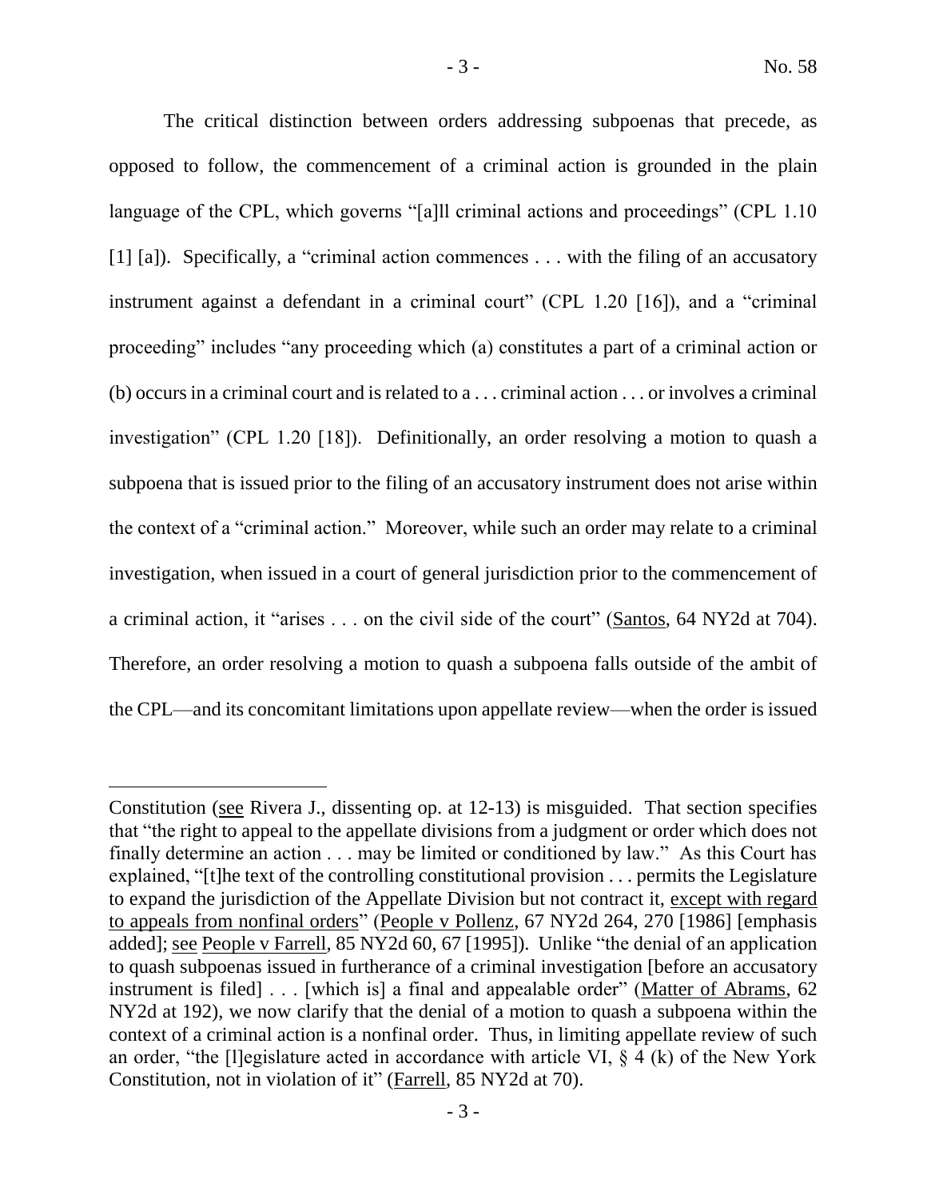The critical distinction between orders addressing subpoenas that precede, as opposed to follow, the commencement of a criminal action is grounded in the plain language of the CPL, which governs "[a]ll criminal actions and proceedings" (CPL 1.10 [1] [a]). Specifically, a "criminal action commences . . . with the filing of an accusatory instrument against a defendant in a criminal court" (CPL 1.20 [16]), and a "criminal proceeding" includes "any proceeding which (a) constitutes a part of a criminal action or (b) occurs in a criminal court and is related to a . . . criminal action . . . or involves a criminal investigation" (CPL 1.20 [18]). Definitionally, an order resolving a motion to quash a subpoena that is issued prior to the filing of an accusatory instrument does not arise within the context of a "criminal action." Moreover, while such an order may relate to a criminal investigation, when issued in a court of general jurisdiction prior to the commencement of a criminal action, it "arises . . . on the civil side of the court" (Santos, 64 NY2d at 704). Therefore, an order resolving a motion to quash a subpoena falls outside of the ambit of the CPL—and its concomitant limitations upon appellate review—when the order is issued

---

Constitution (see Rivera J., dissenting op. at 12-13) is misguided. That section specifies that "the right to appeal to the appellate divisions from a judgment or order which does not finally determine an action . . . may be limited or conditioned by law." As this Court has explained, "[t]he text of the controlling constitutional provision . . . permits the Legislature to expand the jurisdiction of the Appellate Division but not contract it, except with regard to appeals from nonfinal orders" (People v Pollenz, 67 NY2d 264, 270 [1986] [emphasis added]; see People v Farrell, 85 NY2d 60, 67 [1995]). Unlike "the denial of an application to quash subpoenas issued in furtherance of a criminal investigation [before an accusatory instrument is filed] . . . [which is] a final and appealable order" (Matter of Abrams, 62 NY2d at 192), we now clarify that the denial of a motion to quash a subpoena within the context of a criminal action is a nonfinal order. Thus, in limiting appellate review of such an order, "the [l]egislature acted in accordance with article VI, § 4 (k) of the New York Constitution, not in violation of it" (Farrell, 85 NY2d at 70).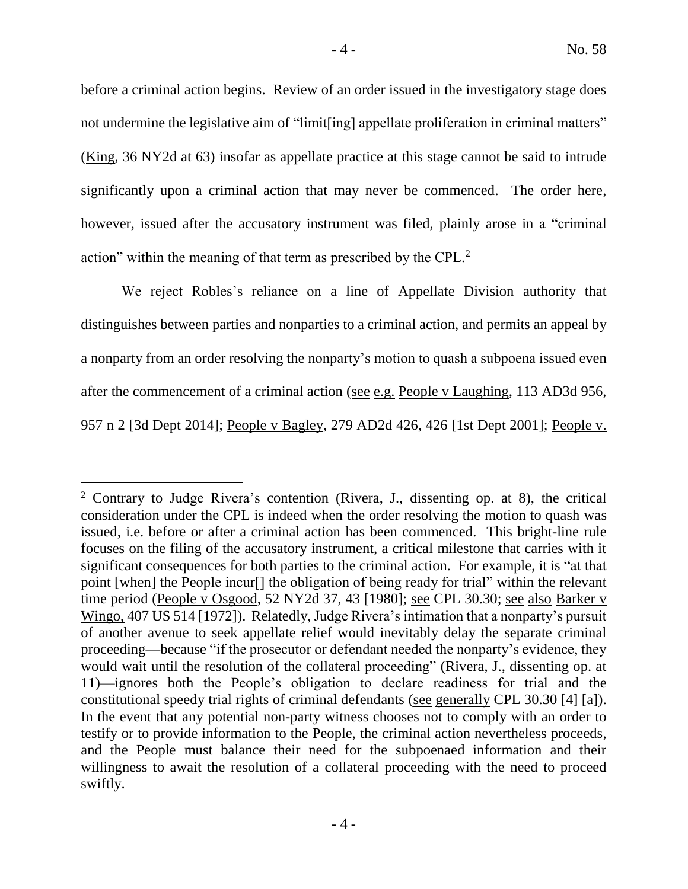before a criminal action begins. Review of an order issued in the investigatory stage does not undermine the legislative aim of "limit[ing] appellate proliferation in criminal matters" (King, 36 NY2d at 63) insofar as appellate practice at this stage cannot be said to intrude significantly upon a criminal action that may never be commenced. The order here, however, issued after the accusatory instrument was filed, plainly arose in a "criminal action" within the meaning of that term as prescribed by the CPL.[2]

We reject Robles's reliance on a line of Appellate Division authority that distinguishes between parties and nonparties to a criminal action, and permits an appeal by a nonparty from an order resolving the nonparty's motion to quash a subpoena issued even after the commencement of a criminal action (see e.g. People v Laughing, 113 AD3d 956, 957 n 2 [3d Dept 2014]; People v Bagley, 279 AD2d 426, 426 [1st Dept 2001]; People v.

---

[2] Contrary to Judge Rivera's contention (Rivera, J., dissenting op. at 8), the critical consideration under the CPL is indeed when the order resolving the motion to quash was issued, i.e. before or after a criminal action has been commenced. This bright-line rule focuses on the filing of the accusatory instrument, a critical milestone that carries with it significant consequences for both parties to the criminal action. For example, it is "at that point [when] the People incur[] the obligation of being ready for trial" within the relevant time period (People v Osgood, 52 NY2d 37, 43 [1980]; see CPL 30.30; see also Barker v Wingo, 407 US 514 [1972]). Relatedly, Judge Rivera's intimation that a nonparty's pursuit of another avenue to seek appellate relief would inevitably delay the separate criminal proceeding—because "if the prosecutor or defendant needed the nonparty's evidence, they would wait until the resolution of the collateral proceeding" (Rivera, J., dissenting op. at 11)—ignores both the People's obligation to declare readiness for trial and the constitutional speedy trial rights of criminal defendants (see generally CPL 30.30 [4] [a]). In the event that any potential non-party witness chooses not to comply with an order to testify or to provide information to the People, the criminal action nevertheless proceeds, and the People must balance their need for the subpoenaed information and their willingness to await the resolution of a collateral proceeding with the need to proceed swiftly.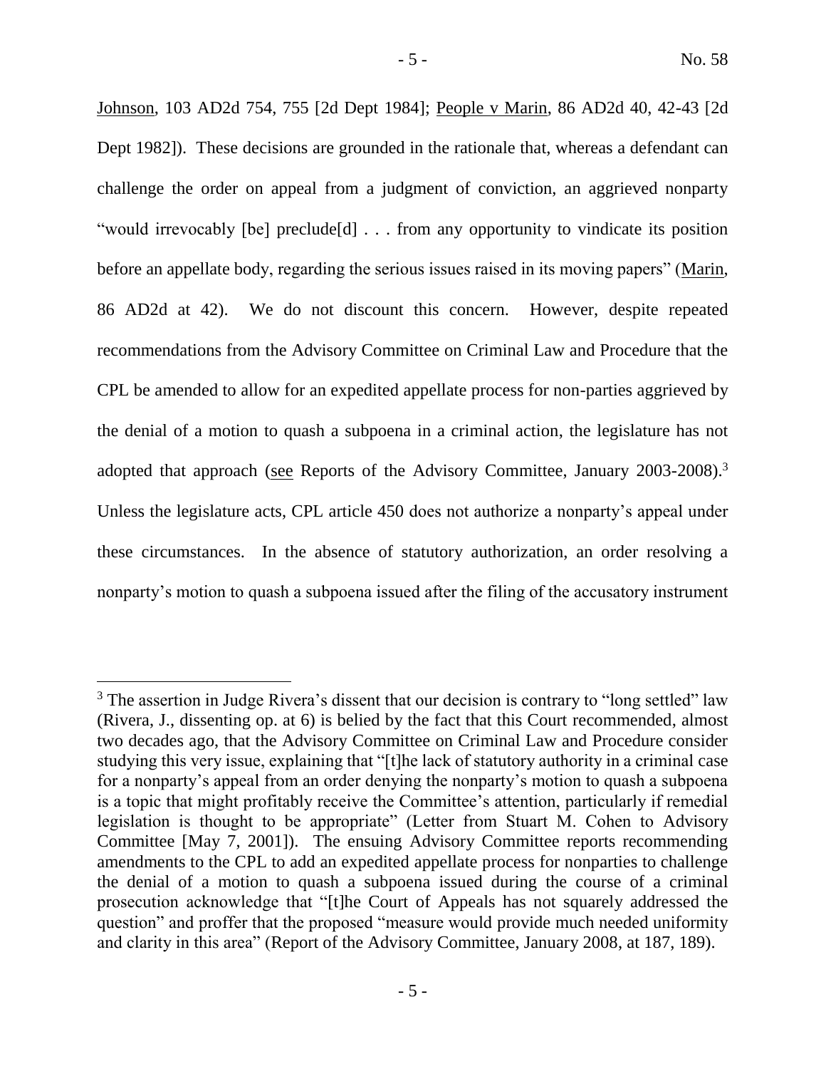Johnson, 103 AD2d 754, 755 [2d Dept 1984]; People v Marin, 86 AD2d 40, 42-43 [2d Dept 1982]). These decisions are grounded in the rationale that, whereas a defendant can challenge the order on appeal from a judgment of conviction, an aggrieved nonparty "would irrevocably [be] preclude[d] . . . from any opportunity to vindicate its position before an appellate body, regarding the serious issues raised in its moving papers" (Marin, 86 AD2d at 42). We do not discount this concern. However, despite repeated recommendations from the Advisory Committee on Criminal Law and Procedure that the CPL be amended to allow for an expedited appellate process for non-parties aggrieved by the denial of a motion to quash a subpoena in a criminal action, the legislature has not adopted that approach (see Reports of the Advisory Committee, January 2003-2008).[3] Unless the legislature acts, CPL article 450 does not authorize a nonparty's appeal under these circumstances. In the absence of statutory authorization, an order resolving a nonparty's motion to quash a subpoena issued after the filing of the accusatory instrument

---

[3] The assertion in Judge Rivera's dissent that our decision is contrary to "long settled" law (Rivera, J., dissenting op. at 6) is belied by the fact that this Court recommended, almost two decades ago, that the Advisory Committee on Criminal Law and Procedure consider studying this very issue, explaining that "[t]he lack of statutory authority in a criminal case for a nonparty's appeal from an order denying the nonparty's motion to quash a subpoena is a topic that might profitably receive the Committee's attention, particularly if remedial legislation is thought to be appropriate" (Letter from Stuart M. Cohen to Advisory Committee [May 7, 2001]). The ensuing Advisory Committee reports recommending amendments to the CPL to add an expedited appellate process for nonparties to challenge the denial of a motion to quash a subpoena issued during the course of a criminal prosecution acknowledge that "[t]he Court of Appeals has not squarely addressed the question" and proffer that the proposed "measure would provide much needed uniformity and clarity in this area" (Report of the Advisory Committee, January 2008, at 187, 189).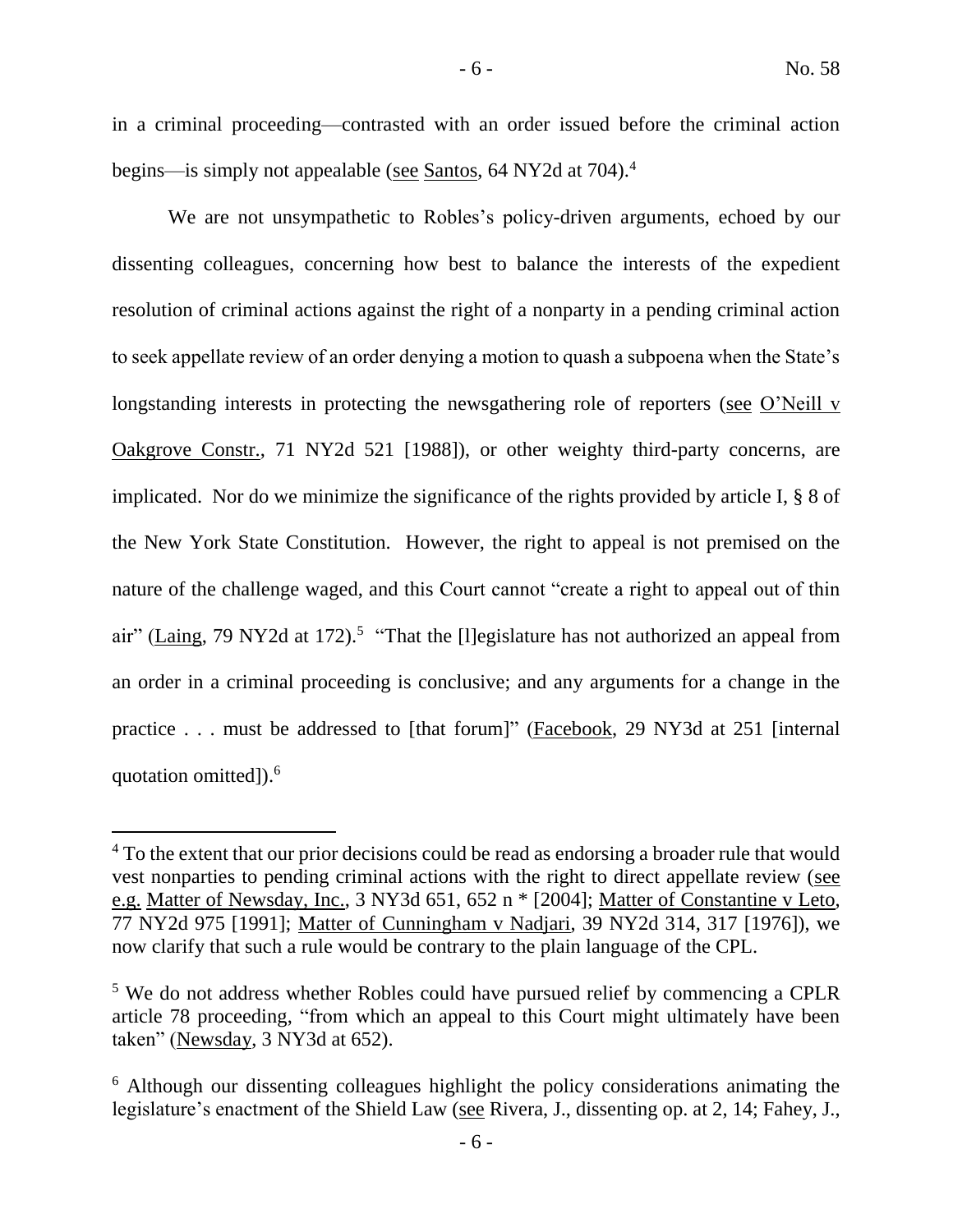in a criminal proceeding—contrasted with an order issued before the criminal action begins—is simply not appealable (see Santos, 64 NY2d at 704).[4]

We are not unsympathetic to Robles's policy-driven arguments, echoed by our dissenting colleagues, concerning how best to balance the interests of the expedient resolution of criminal actions against the right of a nonparty in a pending criminal action to seek appellate review of an order denying a motion to quash a subpoena when the State's longstanding interests in protecting the newsgathering role of reporters (see O'Neill v Oakgrove Constr., 71 NY2d 521 [1988]), or other weighty third-party concerns, are implicated. Nor do we minimize the significance of the rights provided by article I, § 8 of the New York State Constitution. However, the right to appeal is not premised on the nature of the challenge waged, and this Court cannot "create a right to appeal out of thin air" (Laing, 79 NY2d at 172).[5] "That the [l]egislature has not authorized an appeal from an order in a criminal proceeding is conclusive; and any arguments for a change in the practice . . . must be addressed to [that forum]" (Facebook, 29 NY3d at 251 [internal quotation omitted]).[6]

---

[4] To the extent that our prior decisions could be read as endorsing a broader rule that would vest nonparties to pending criminal actions with the right to direct appellate review (see e.g. Matter of Newsday, Inc., 3 NY3d 651, 652 n * [2004]; Matter of Constantine v Leto, 77 NY2d 975 [1991]; Matter of Cunningham v Nadjari, 39 NY2d 314, 317 [1976]), we now clarify that such a rule would be contrary to the plain language of the CPL.

[5] We do not address whether Robles could have pursued relief by commencing a CPLR article 78 proceeding, "from which an appeal to this Court might ultimately have been taken" (Newsday, 3 NY3d at 652).

[6] Although our dissenting colleagues highlight the policy considerations animating the legislature's enactment of the Shield Law (see Rivera, J., dissenting op. at 2, 14; Fahey, J.,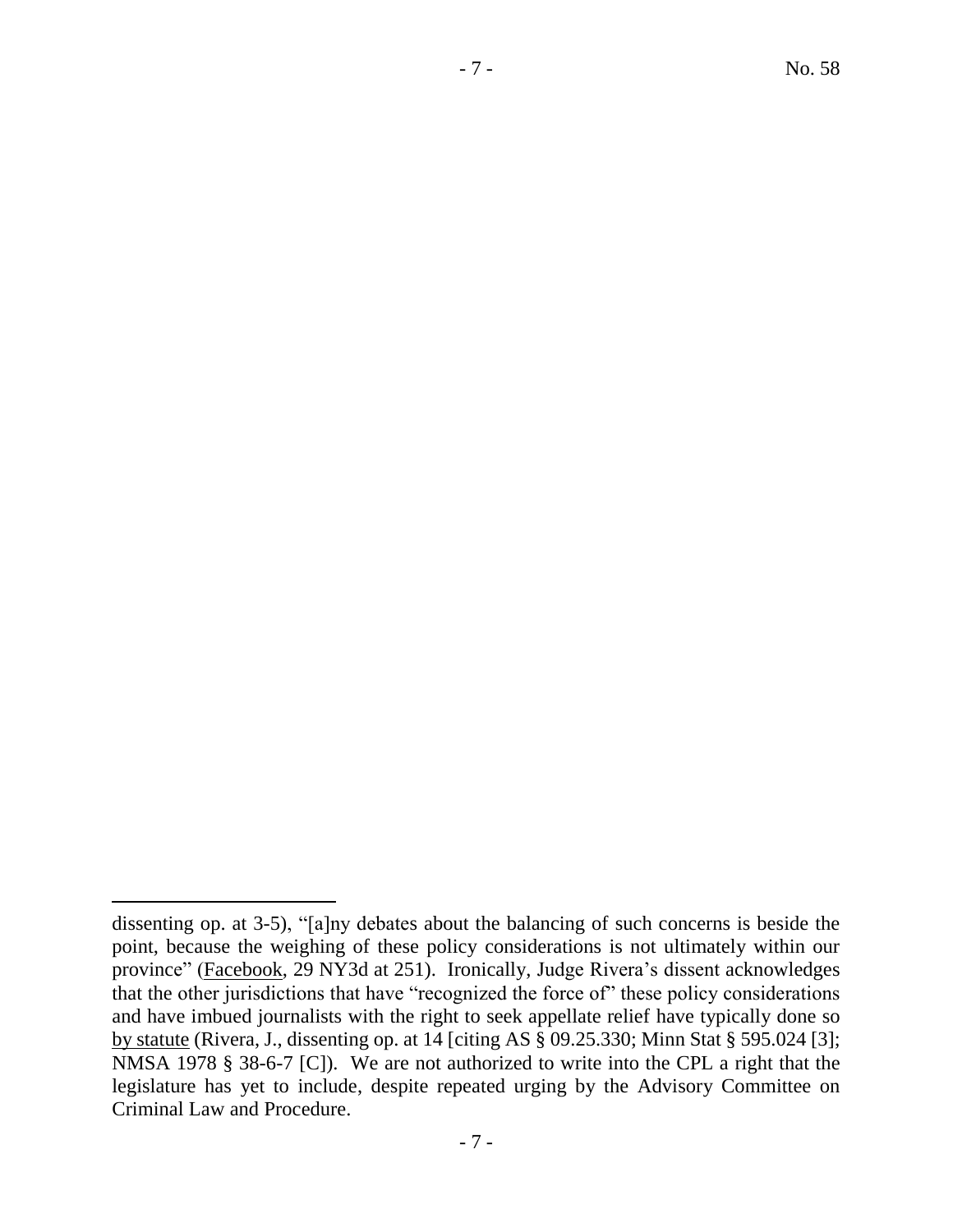dissenting op. at 3-5), "[a]ny debates about the balancing of such concerns is beside the point, because the weighing of these policy considerations is not ultimately within our province" (Facebook, 29 NY3d at 251). Ironically, Judge Rivera's dissent acknowledges that the other jurisdictions that have "recognized the force of" these policy considerations and have imbued journalists with the right to seek appellate relief have typically done so by statute (Rivera, J., dissenting op. at 14 [citing AS § 09.25.330; Minn Stat § 595.024 [3]; NMSA 1978 § 38-6-7 [C]). We are not authorized to write into the CPL a right that the legislature has yet to include, despite repeated urging by the Advisory Committee on Criminal Law and Procedure.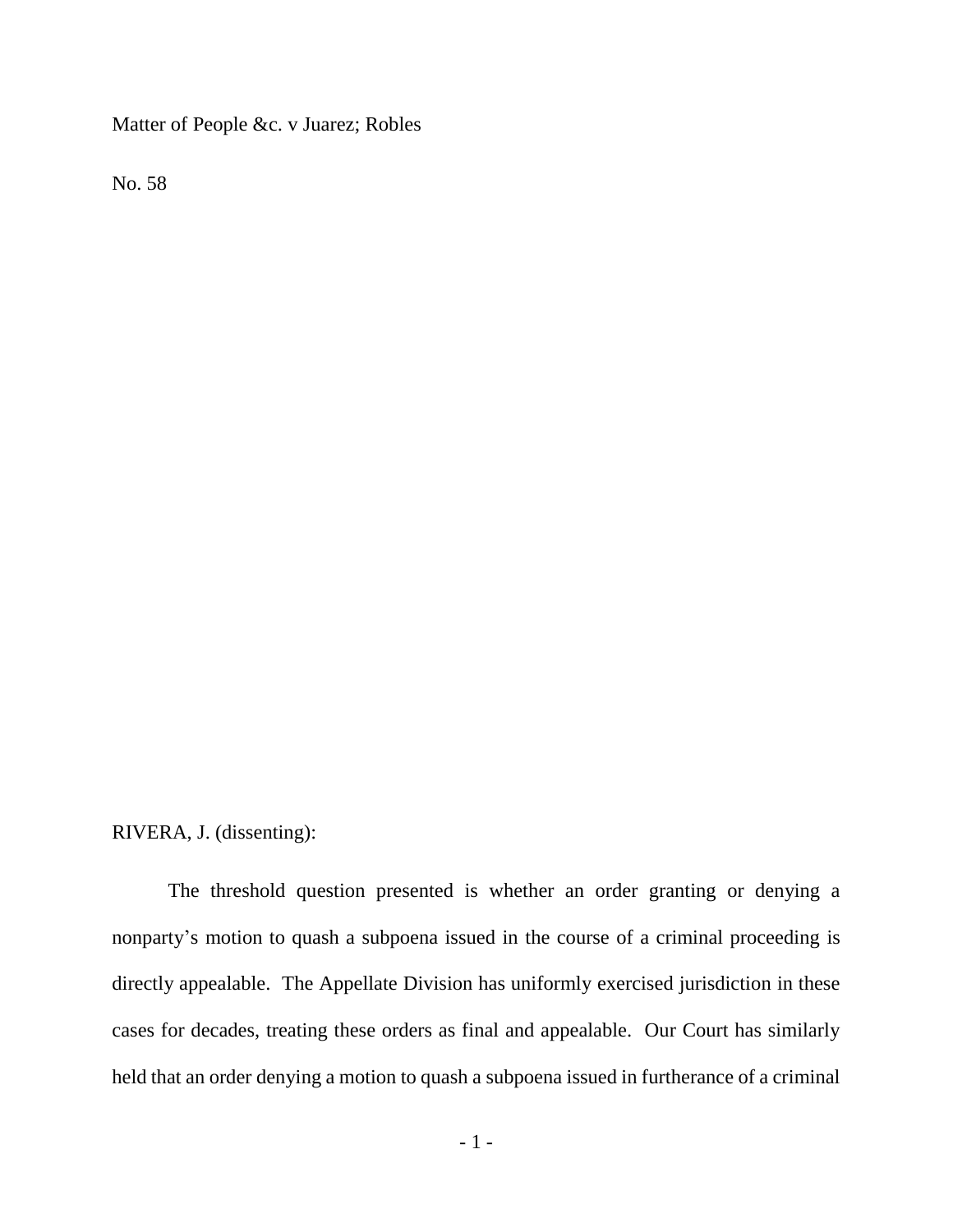Matter of People &c. v Juarez; Robles

No. 58

RIVERA, J. (dissenting):

The threshold question presented is whether an order granting or denying a nonparty's motion to quash a subpoena issued in the course of a criminal proceeding is directly appealable. The Appellate Division has uniformly exercised jurisdiction in these cases for decades, treating these orders as final and appealable. Our Court has similarly held that an order denying a motion to quash a subpoena issued in furtherance of a criminal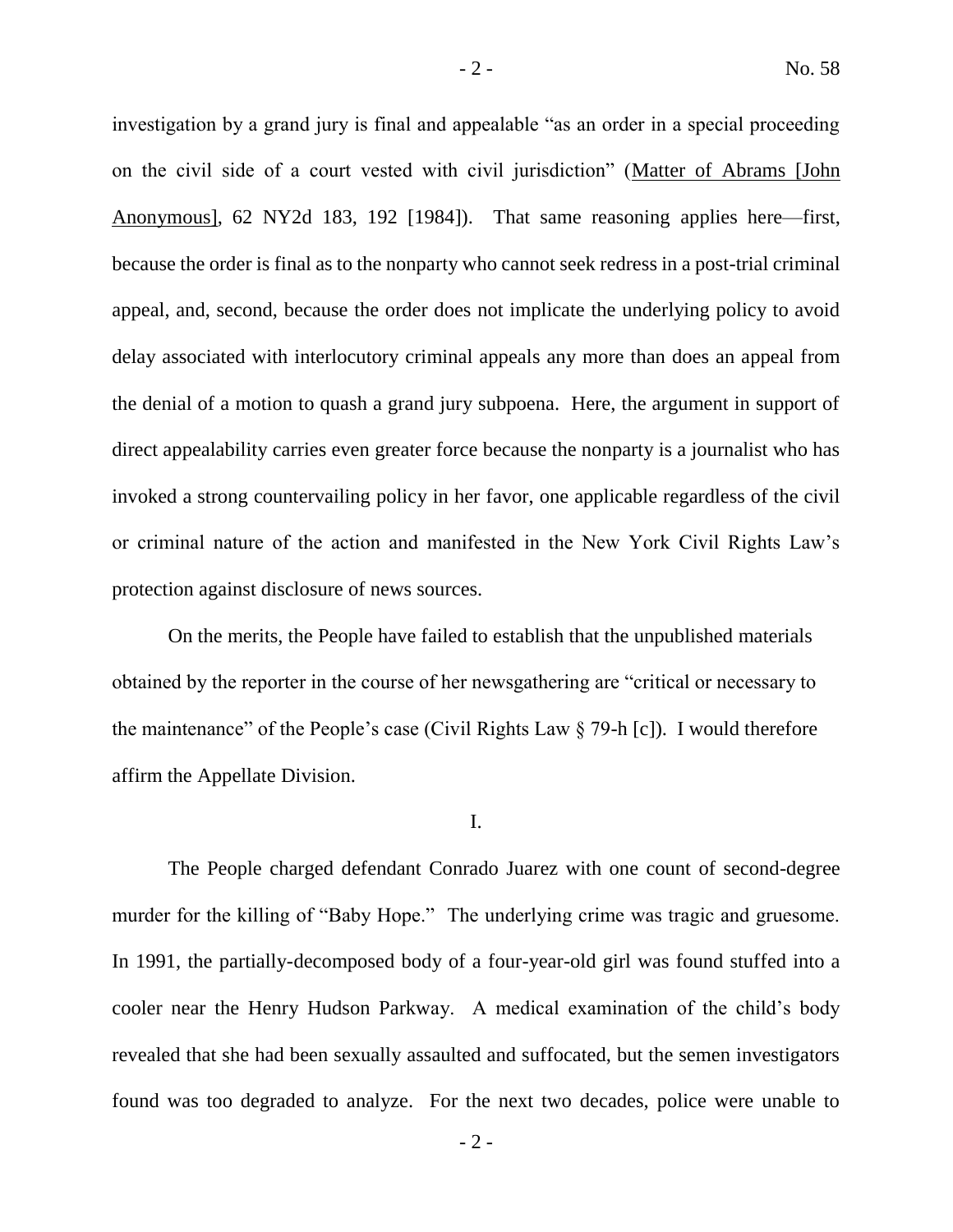investigation by a grand jury is final and appealable "as an order in a special proceeding on the civil side of a court vested with civil jurisdiction" (Matter of Abrams [John Anonymous], 62 NY2d 183, 192 [1984]). That same reasoning applies here—first, because the order is final as to the nonparty who cannot seek redress in a post-trial criminal appeal, and, second, because the order does not implicate the underlying policy to avoid delay associated with interlocutory criminal appeals any more than does an appeal from the denial of a motion to quash a grand jury subpoena. Here, the argument in support of direct appealability carries even greater force because the nonparty is a journalist who has invoked a strong countervailing policy in her favor, one applicable regardless of the civil or criminal nature of the action and manifested in the New York Civil Rights Law's protection against disclosure of news sources.

On the merits, the People have failed to establish that the unpublished materials obtained by the reporter in the course of her newsgathering are "critical or necessary to the maintenance" of the People's case (Civil Rights Law § 79-h [c]). I would therefore affirm the Appellate Division.

## I.

The People charged defendant Conrado Juarez with one count of second-degree murder for the killing of "Baby Hope." The underlying crime was tragic and gruesome. In 1991, the partially-decomposed body of a four-year-old girl was found stuffed into a cooler near the Henry Hudson Parkway. A medical examination of the child's body revealed that she had been sexually assaulted and suffocated, but the semen investigators found was too degraded to analyze. For the next two decades, police were unable to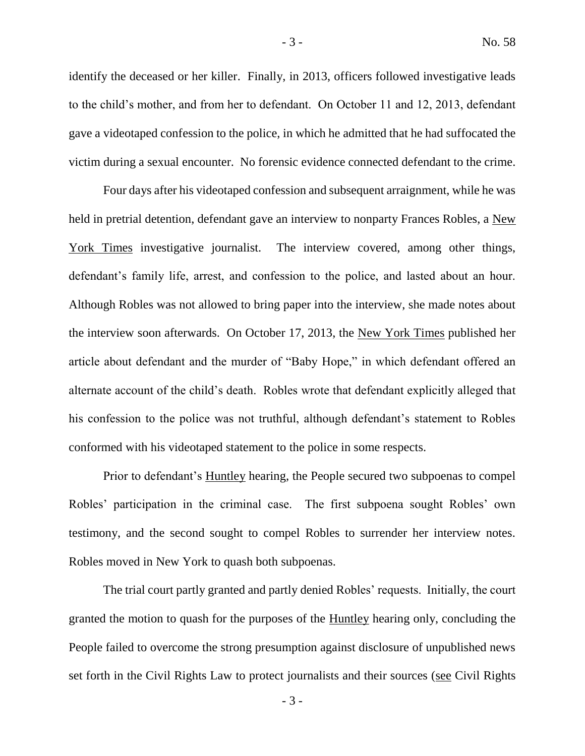identify the deceased or her killer. Finally, in 2013, officers followed investigative leads to the child's mother, and from her to defendant. On October 11 and 12, 2013, defendant gave a videotaped confession to the police, in which he admitted that he had suffocated the victim during a sexual encounter. No forensic evidence connected defendant to the crime.

Four days after his videotaped confession and subsequent arraignment, while he was held in pretrial detention, defendant gave an interview to nonparty Frances Robles, a New York Times investigative journalist. The interview covered, among other things, defendant's family life, arrest, and confession to the police, and lasted about an hour. Although Robles was not allowed to bring paper into the interview, she made notes about the interview soon afterwards. On October 17, 2013, the New York Times published her article about defendant and the murder of "Baby Hope," in which defendant offered an alternate account of the child's death. Robles wrote that defendant explicitly alleged that his confession to the police was not truthful, although defendant's statement to Robles conformed with his videotaped statement to the police in some respects.

Prior to defendant's Huntley hearing, the People secured two subpoenas to compel Robles' participation in the criminal case. The first subpoena sought Robles' own testimony, and the second sought to compel Robles to surrender her interview notes. Robles moved in New York to quash both subpoenas.

The trial court partly granted and partly denied Robles' requests. Initially, the court granted the motion to quash for the purposes of the Huntley hearing only, concluding the People failed to overcome the strong presumption against disclosure of unpublished news set forth in the Civil Rights Law to protect journalists and their sources (see Civil Rights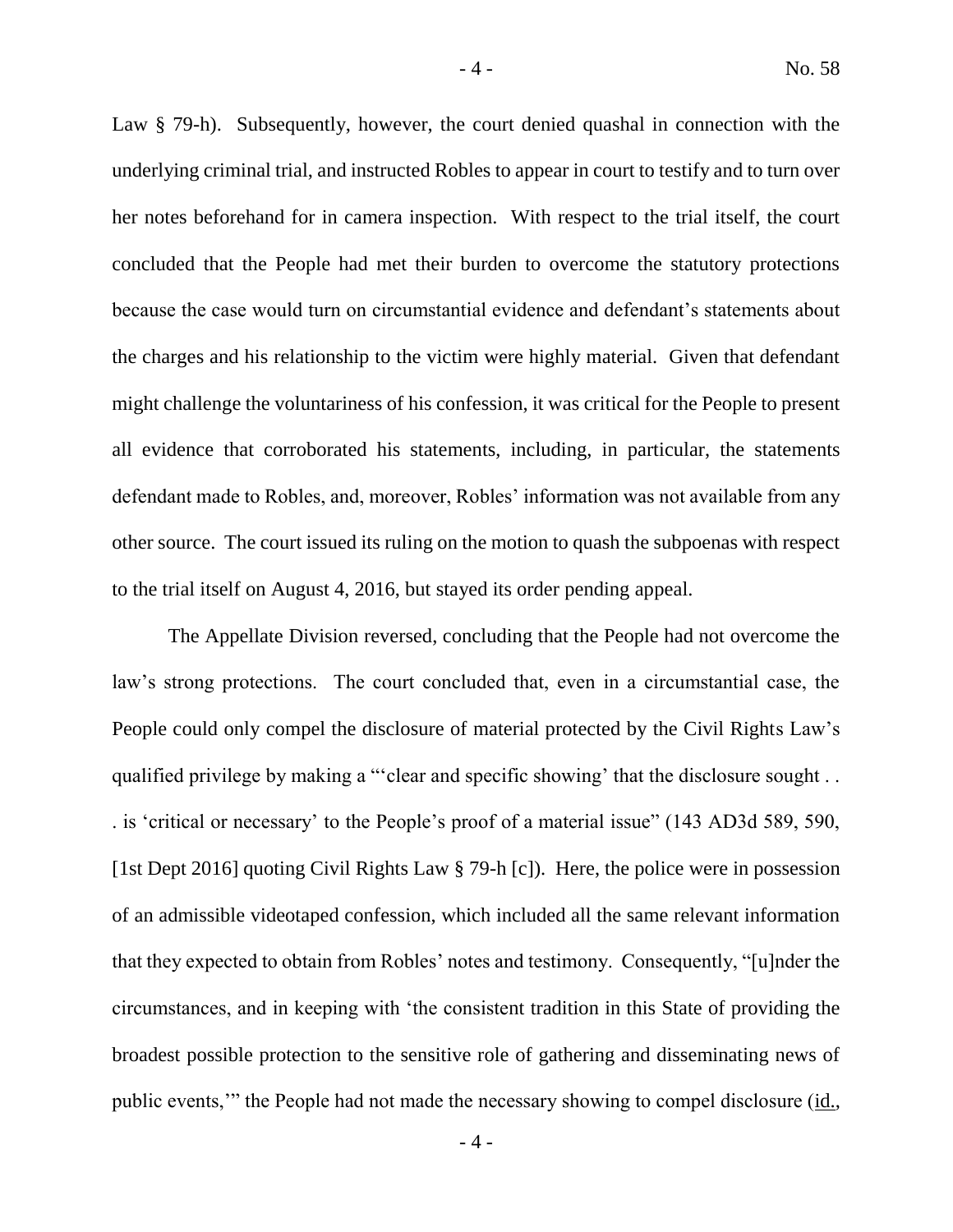Law § 79-h). Subsequently, however, the court denied quashal in connection with the underlying criminal trial, and instructed Robles to appear in court to testify and to turn over her notes beforehand for in camera inspection. With respect to the trial itself, the court concluded that the People had met their burden to overcome the statutory protections because the case would turn on circumstantial evidence and defendant's statements about the charges and his relationship to the victim were highly material. Given that defendant might challenge the voluntariness of his confession, it was critical for the People to present all evidence that corroborated his statements, including, in particular, the statements defendant made to Robles, and, moreover, Robles' information was not available from any other source. The court issued its ruling on the motion to quash the subpoenas with respect to the trial itself on August 4, 2016, but stayed its order pending appeal.

The Appellate Division reversed, concluding that the People had not overcome the law's strong protections. The court concluded that, even in a circumstantial case, the People could only compel the disclosure of material protected by the Civil Rights Law's qualified privilege by making a "'clear and specific showing' that the disclosure sought . . . is 'critical or necessary' to the People's proof of a material issue" (143 AD3d 589, 590, [1st Dept 2016] quoting Civil Rights Law § 79-h [c]). Here, the police were in possession of an admissible videotaped confession, which included all the same relevant information that they expected to obtain from Robles' notes and testimony. Consequently, "[u]nder the circumstances, and in keeping with 'the consistent tradition in this State of providing the broadest possible protection to the sensitive role of gathering and disseminating news of public events,'" the People had not made the necessary showing to compel disclosure (id.,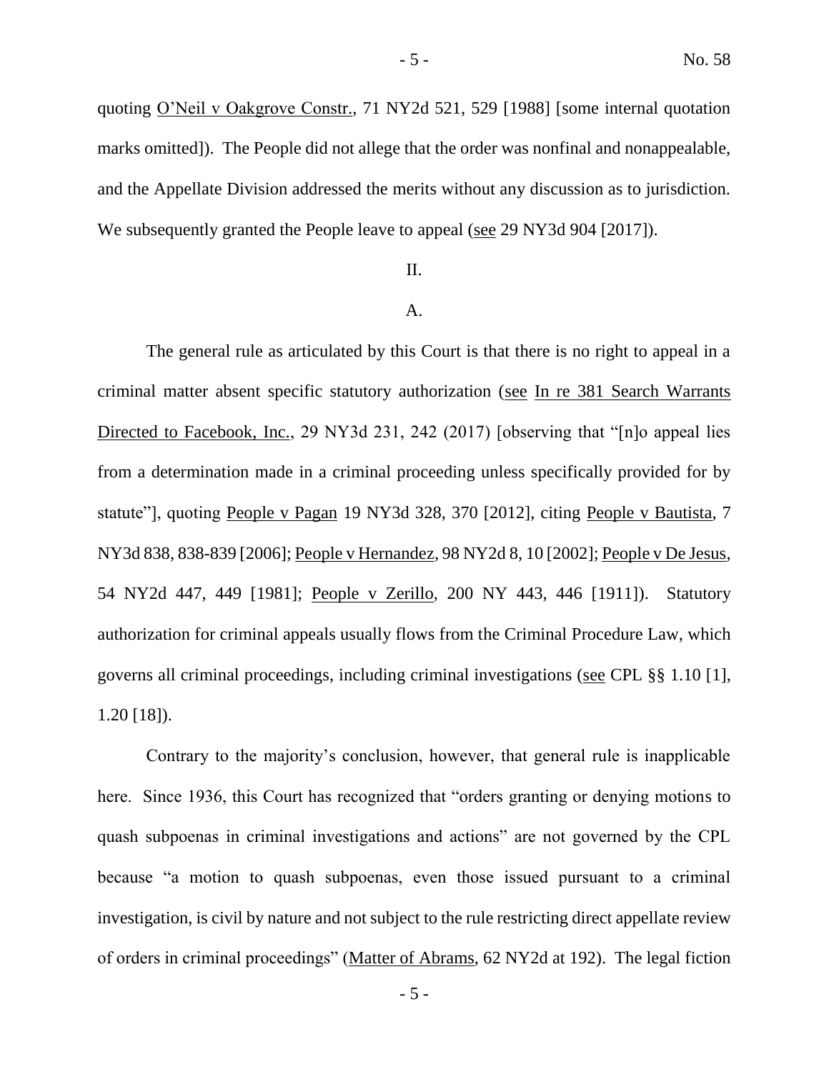quoting O'Neil v Oakgrove Constr., 71 NY2d 521, 529 [1988] [some internal quotation marks omitted]). The People did not allege that the order was nonfinal and nonappealable, and the Appellate Division addressed the merits without any discussion as to jurisdiction. We subsequently granted the People leave to appeal (see 29 NY3d 904 [2017]).

II.

A.

The general rule as articulated by this Court is that there is no right to appeal in a criminal matter absent specific statutory authorization (see In re 381 Search Warrants Directed to Facebook, Inc., 29 NY3d 231, 242 (2017) [observing that "[n]o appeal lies from a determination made in a criminal proceeding unless specifically provided for by statute"], quoting People v Pagan 19 NY3d 328, 370 [2012], citing People v Bautista, 7 NY3d 838, 838-839 [2006]; People v Hernandez, 98 NY2d 8, 10 [2002]; People v De Jesus, 54 NY2d 447, 449 [1981]; People v Zerillo, 200 NY 443, 446 [1911]). Statutory authorization for criminal appeals usually flows from the Criminal Procedure Law, which governs all criminal proceedings, including criminal investigations (see CPL §§ 1.10 [1], 1.20 [18]).

Contrary to the majority's conclusion, however, that general rule is inapplicable here. Since 1936, this Court has recognized that "orders granting or denying motions to quash subpoenas in criminal investigations and actions" are not governed by the CPL because "a motion to quash subpoenas, even those issued pursuant to a criminal investigation, is civil by nature and not subject to the rule restricting direct appellate review of orders in criminal proceedings" (Matter of Abrams, 62 NY2d at 192). The legal fiction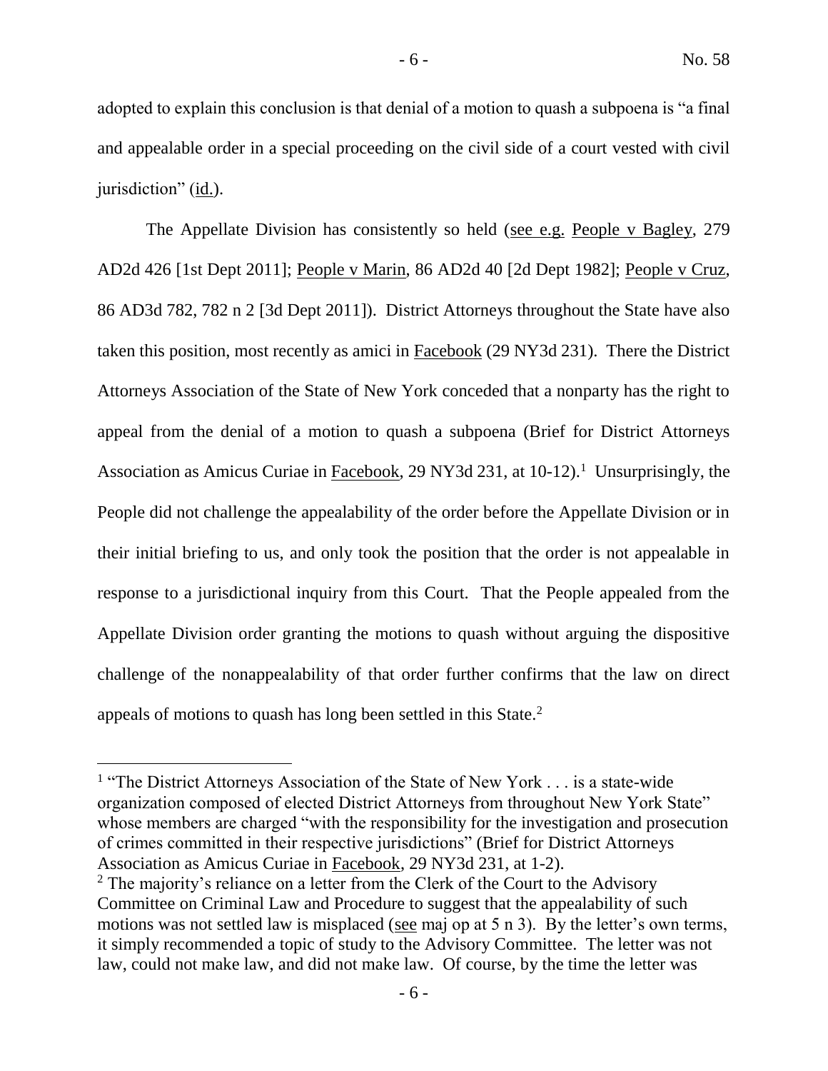adopted to explain this conclusion is that denial of a motion to quash a subpoena is "a final and appealable order in a special proceeding on the civil side of a court vested with civil jurisdiction" (id.).

The Appellate Division has consistently so held (see e.g. People v Bagley, 279 AD2d 426 [1st Dept 2011]; People v Marin, 86 AD2d 40 [2d Dept 1982]; People v Cruz, 86 AD3d 782, 782 n 2 [3d Dept 2011]). District Attorneys throughout the State have also taken this position, most recently as amici in Facebook (29 NY3d 231). There the District Attorneys Association of the State of New York conceded that a nonparty has the right to appeal from the denial of a motion to quash a subpoena (Brief for District Attorneys Association as Amicus Curiae in Facebook, 29 NY3d 231, at 10-12).[1] Unsurprisingly, the People did not challenge the appealability of the order before the Appellate Division or in their initial briefing to us, and only took the position that the order is not appealable in response to a jurisdictional inquiry from this Court. That the People appealed from the Appellate Division order granting the motions to quash without arguing the dispositive challenge of the nonappealability of that order further confirms that the law on direct appeals of motions to quash has long been settled in this State.[2]

---

[1] "The District Attorneys Association of the State of New York . . . is a state-wide organization composed of elected District Attorneys from throughout New York State" whose members are charged "with the responsibility for the investigation and prosecution of crimes committed in their respective jurisdictions" (Brief for District Attorneys Association as Amicus Curiae in Facebook, 29 NY3d 231, at 1-2).

[2] The majority's reliance on a letter from the Clerk of the Court to the Advisory Committee on Criminal Law and Procedure to suggest that the appealability of such motions was not settled law is misplaced (see maj op at 5 n 3). By the letter's own terms, it simply recommended a topic of study to the Advisory Committee. The letter was not law, could not make law, and did not make law. Of course, by the time the letter was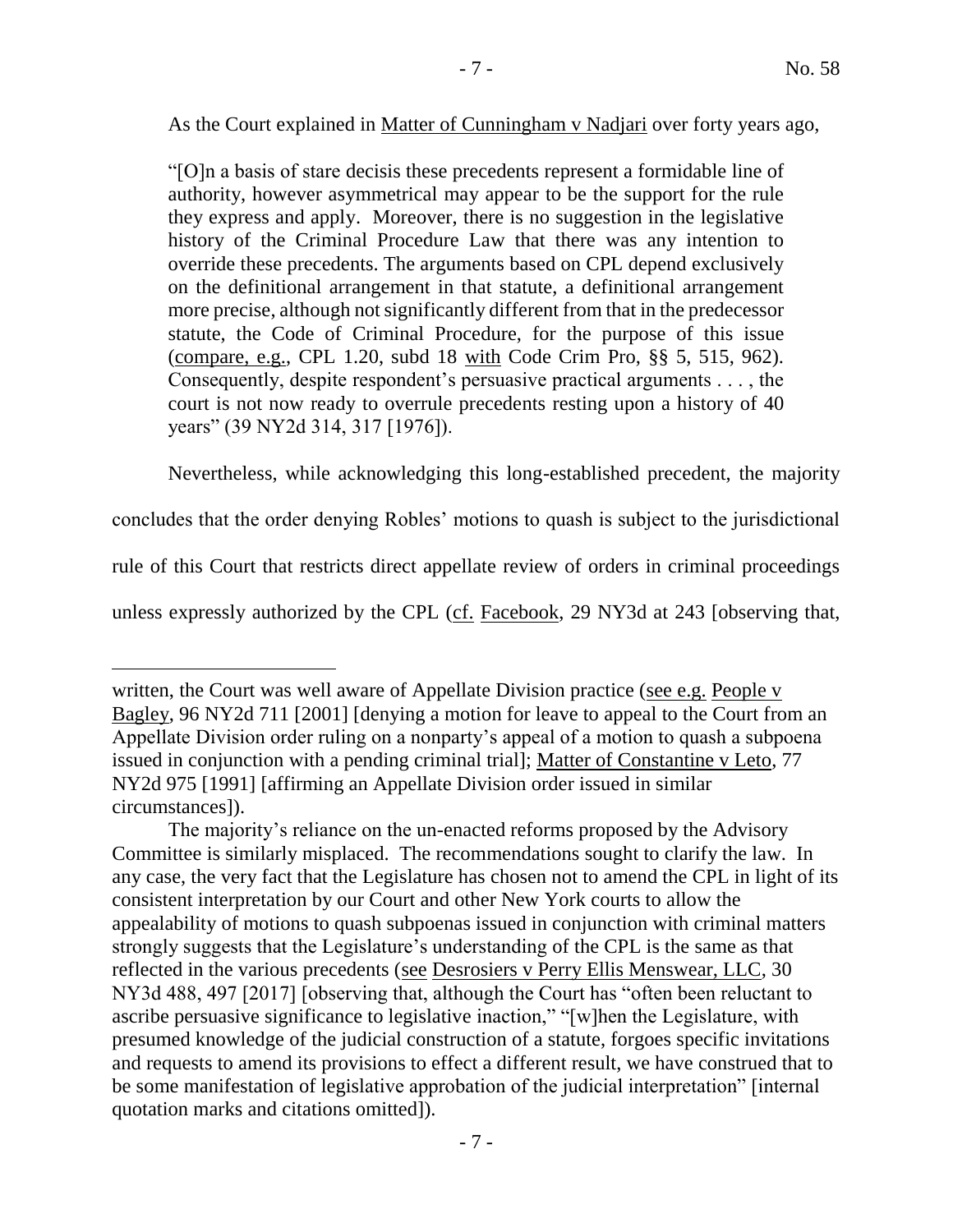As the Court explained in Matter of Cunningham v Nadjari over forty years ago,

> "[O]n a basis of stare decisis these precedents represent a formidable line of authority, however asymmetrical may appear to be the support for the rule they express and apply. Moreover, there is no suggestion in the legislative history of the Criminal Procedure Law that there was any intention to override these precedents. The arguments based on CPL depend exclusively on the definitional arrangement in that statute, a definitional arrangement more precise, although not significantly different from that in the predecessor statute, the Code of Criminal Procedure, for the purpose of this issue (compare, e.g., CPL 1.20, subd 18 with Code Crim Pro, §§ 5, 515, 962). Consequently, despite respondent's persuasive practical arguments . . . , the court is not now ready to overrule precedents resting upon a history of 40 years" (39 NY2d 314, 317 [1976]).

Nevertheless, while acknowledging this long-established precedent, the majority concludes that the order denying Robles' motions to quash is subject to the jurisdictional rule of this Court that restricts direct appellate review of orders in criminal proceedings unless expressly authorized by the CPL (cf. Facebook, 29 NY3d at 243 [observing that,

---

written, the Court was well aware of Appellate Division practice (see e.g. People v Bagley, 96 NY2d 711 [2001] [denying a motion for leave to appeal to the Court from an Appellate Division order ruling on a nonparty's appeal of a motion to quash a subpoena issued in conjunction with a pending criminal trial]; Matter of Constantine v Leto, 77 NY2d 975 [1991] [affirming an Appellate Division order issued in similar circumstances]).

The majority's reliance on the un-enacted reforms proposed by the Advisory Committee is similarly misplaced. The recommendations sought to clarify the law. In any case, the very fact that the Legislature has chosen not to amend the CPL in light of its consistent interpretation by our Court and other New York courts to allow the appealability of motions to quash subpoenas issued in conjunction with criminal matters strongly suggests that the Legislature's understanding of the CPL is the same as that reflected in the various precedents (see Desrosiers v Perry Ellis Menswear, LLC, 30 NY3d 488, 497 [2017] [observing that, although the Court has "often been reluctant to ascribe persuasive significance to legislative inaction," "[w]hen the Legislature, with presumed knowledge of the judicial construction of a statute, forgoes specific invitations and requests to amend its provisions to effect a different result, we have construed that to be some manifestation of legislative approbation of the judicial interpretation" [internal quotation marks and citations omitted]).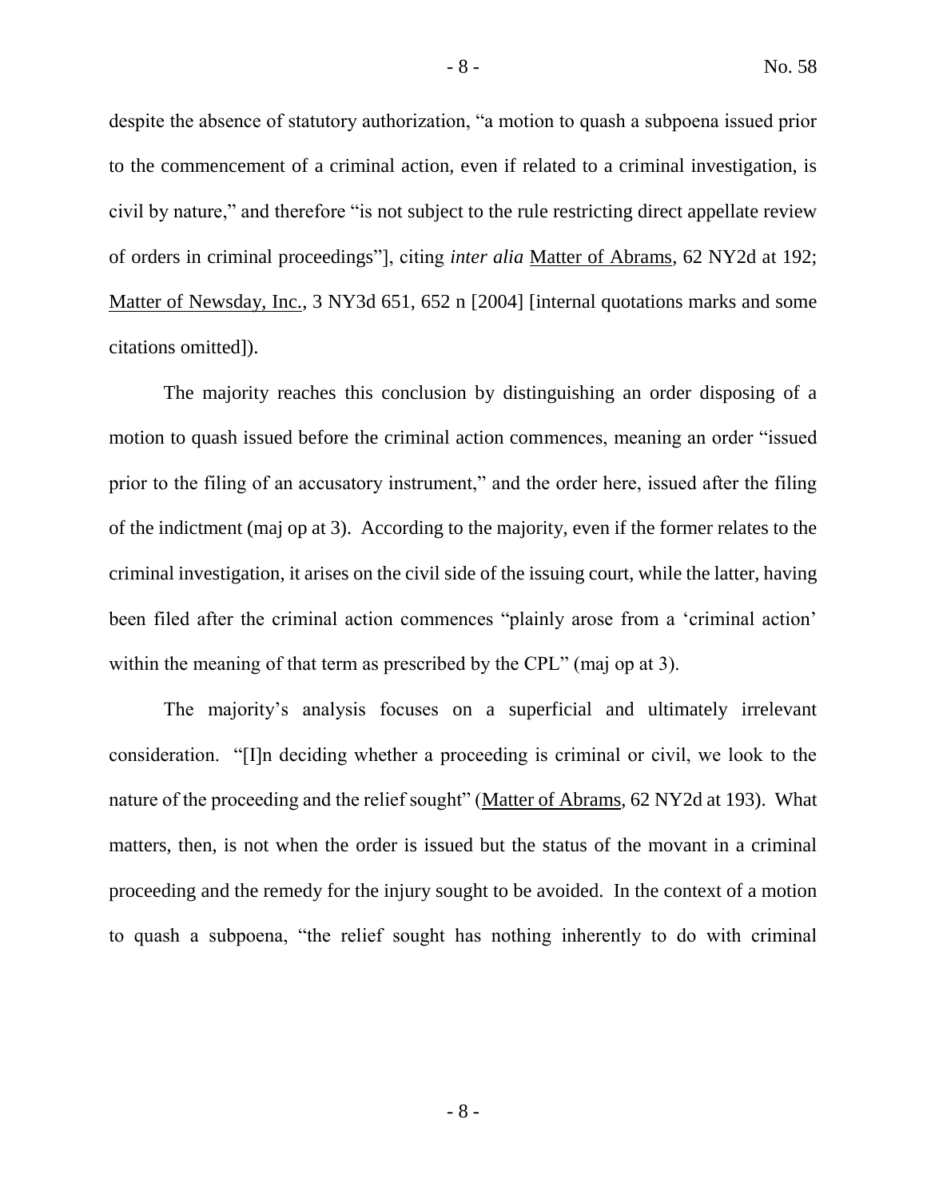despite the absence of statutory authorization, "a motion to quash a subpoena issued prior to the commencement of a criminal action, even if related to a criminal investigation, is civil by nature," and therefore "is not subject to the rule restricting direct appellate review of orders in criminal proceedings"], citing *inter alia* Matter of Abrams, 62 NY2d at 192; Matter of Newsday, Inc., 3 NY3d 651, 652 n [2004] [internal quotations marks and some citations omitted]).

The majority reaches this conclusion by distinguishing an order disposing of a motion to quash issued before the criminal action commences, meaning an order "issued prior to the filing of an accusatory instrument," and the order here, issued after the filing of the indictment (maj op at 3). According to the majority, even if the former relates to the criminal investigation, it arises on the civil side of the issuing court, while the latter, having been filed after the criminal action commences "plainly arose from a 'criminal action' within the meaning of that term as prescribed by the CPL" (maj op at 3).

The majority's analysis focuses on a superficial and ultimately irrelevant consideration. "[I]n deciding whether a proceeding is criminal or civil, we look to the nature of the proceeding and the relief sought" (Matter of Abrams, 62 NY2d at 193). What matters, then, is not when the order is issued but the status of the movant in a criminal proceeding and the remedy for the injury sought to be avoided. In the context of a motion to quash a subpoena, "the relief sought has nothing inherently to do with criminal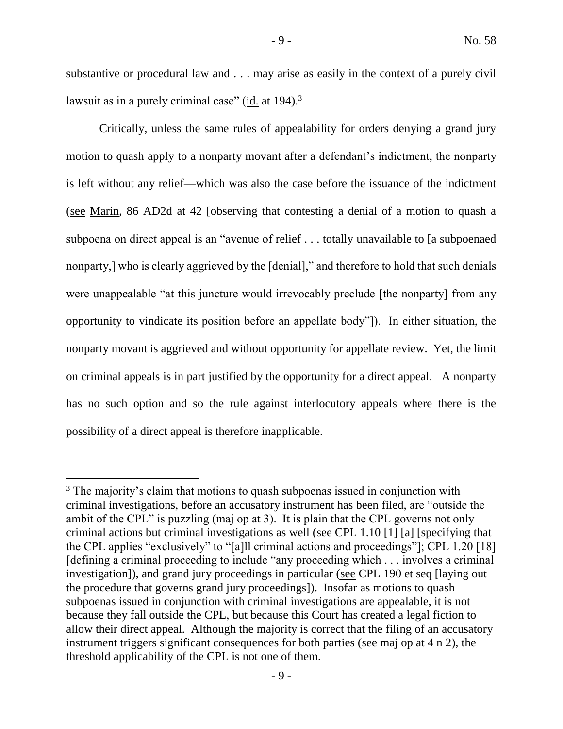substantive or procedural law and . . . may arise as easily in the context of a purely civil lawsuit as in a purely criminal case" (id. at 194).[3]

Critically, unless the same rules of appealability for orders denying a grand jury motion to quash apply to a nonparty movant after a defendant's indictment, the nonparty is left without any relief—which was also the case before the issuance of the indictment (see Marin, 86 AD2d at 42 [observing that contesting a denial of a motion to quash a subpoena on direct appeal is an "avenue of relief . . . totally unavailable to [a subpoenaed nonparty,] who is clearly aggrieved by the [denial]," and therefore to hold that such denials were unappealable "at this juncture would irrevocably preclude [the nonparty] from any opportunity to vindicate its position before an appellate body"]). In either situation, the nonparty movant is aggrieved and without opportunity for appellate review. Yet, the limit on criminal appeals is in part justified by the opportunity for a direct appeal. A nonparty has no such option and so the rule against interlocutory appeals where there is the possibility of a direct appeal is therefore inapplicable.

---

[3] The majority's claim that motions to quash subpoenas issued in conjunction with criminal investigations, before an accusatory instrument has been filed, are "outside the ambit of the CPL" is puzzling (maj op at 3). It is plain that the CPL governs not only criminal actions but criminal investigations as well (see CPL 1.10 [1] [a] [specifying that the CPL applies "exclusively" to "[a]ll criminal actions and proceedings"]; CPL 1.20 [18] [defining a criminal proceeding to include "any proceeding which . . . involves a criminal investigation]), and grand jury proceedings in particular (see CPL 190 et seq [laying out the procedure that governs grand jury proceedings]). Insofar as motions to quash subpoenas issued in conjunction with criminal investigations are appealable, it is not because they fall outside the CPL, but because this Court has created a legal fiction to allow their direct appeal. Although the majority is correct that the filing of an accusatory instrument triggers significant consequences for both parties (see maj op at 4 n 2), the threshold applicability of the CPL is not one of them.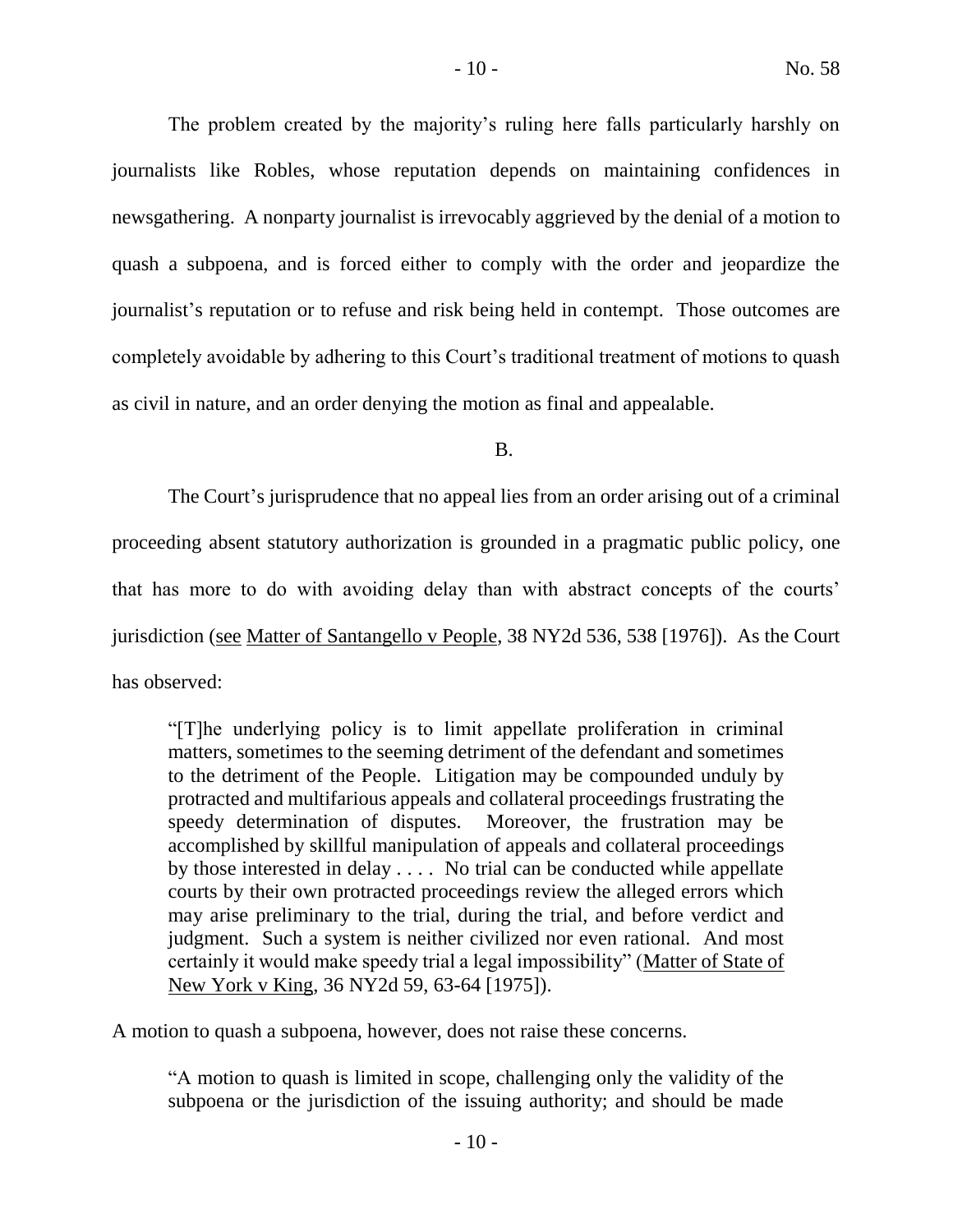The problem created by the majority's ruling here falls particularly harshly on journalists like Robles, whose reputation depends on maintaining confidences in newsgathering. A nonparty journalist is irrevocably aggrieved by the denial of a motion to quash a subpoena, and is forced either to comply with the order and jeopardize the journalist's reputation or to refuse and risk being held in contempt. Those outcomes are completely avoidable by adhering to this Court's traditional treatment of motions to quash as civil in nature, and an order denying the motion as final and appealable.

B.

The Court's jurisprudence that no appeal lies from an order arising out of a criminal proceeding absent statutory authorization is grounded in a pragmatic public policy, one that has more to do with avoiding delay than with abstract concepts of the courts' jurisdiction (see Matter of Santangello v People, 38 NY2d 536, 538 [1976]). As the Court has observed:

> "[T]he underlying policy is to limit appellate proliferation in criminal matters, sometimes to the seeming detriment of the defendant and sometimes to the detriment of the People. Litigation may be compounded unduly by protracted and multifarious appeals and collateral proceedings frustrating the speedy determination of disputes. Moreover, the frustration may be accomplished by skillful manipulation of appeals and collateral proceedings by those interested in delay . . . . No trial can be conducted while appellate courts by their own protracted proceedings review the alleged errors which may arise preliminary to the trial, during the trial, and before verdict and judgment. Such a system is neither civilized nor even rational. And most certainly it would make speedy trial a legal impossibility" (Matter of State of New York v King, 36 NY2d 59, 63-64 [1975]).

A motion to quash a subpoena, however, does not raise these concerns.

> "A motion to quash is limited in scope, challenging only the validity of the subpoena or the jurisdiction of the issuing authority; and should be made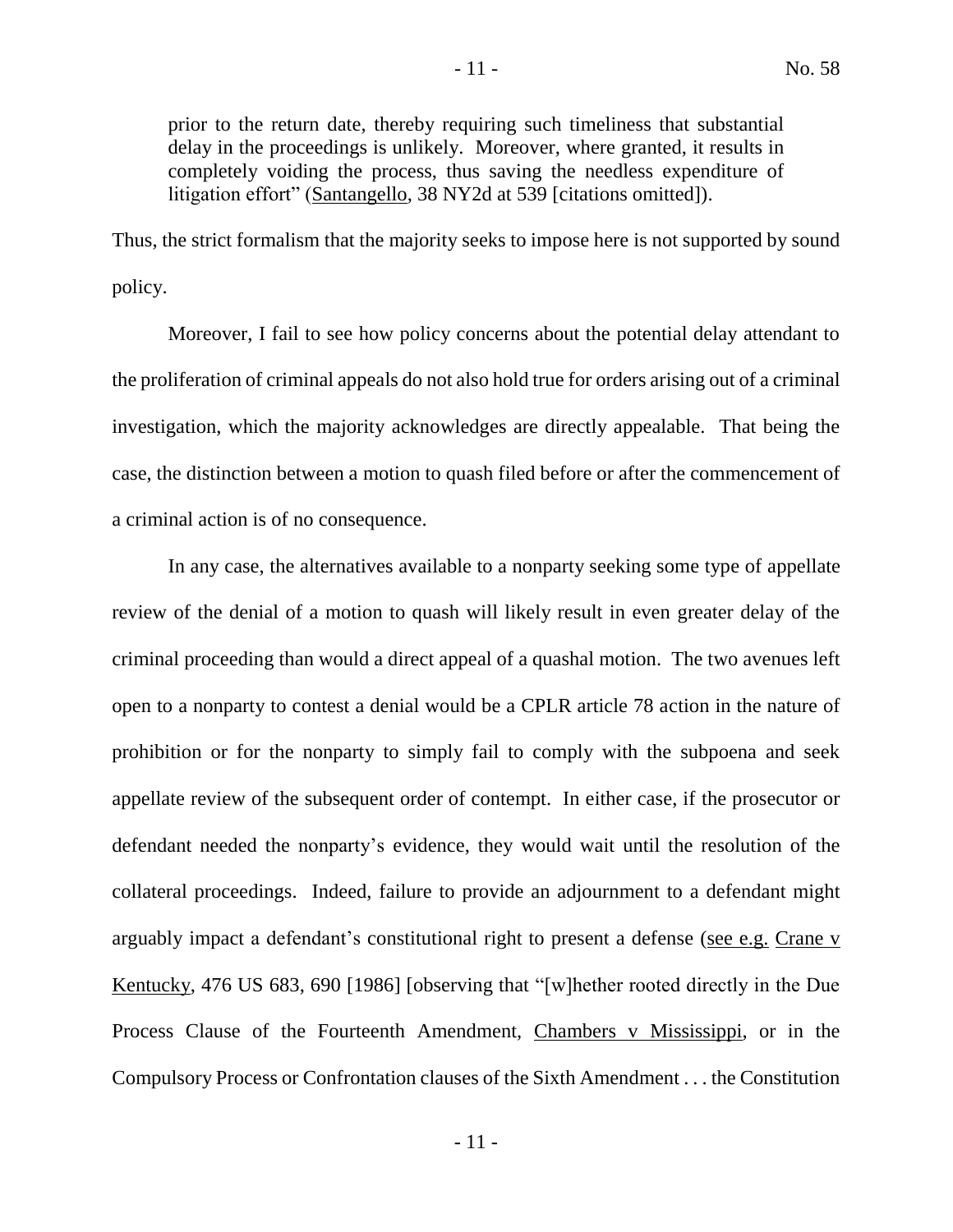prior to the return date, thereby requiring such timeliness that substantial delay in the proceedings is unlikely. Moreover, where granted, it results in completely voiding the process, thus saving the needless expenditure of litigation effort" (Santangello, 38 NY2d at 539 [citations omitted]).

Thus, the strict formalism that the majority seeks to impose here is not supported by sound policy.

Moreover, I fail to see how policy concerns about the potential delay attendant to the proliferation of criminal appeals do not also hold true for orders arising out of a criminal investigation, which the majority acknowledges are directly appealable. That being the case, the distinction between a motion to quash filed before or after the commencement of a criminal action is of no consequence.

In any case, the alternatives available to a nonparty seeking some type of appellate review of the denial of a motion to quash will likely result in even greater delay of the criminal proceeding than would a direct appeal of a quashal motion. The two avenues left open to a nonparty to contest a denial would be a CPLR article 78 action in the nature of prohibition or for the nonparty to simply fail to comply with the subpoena and seek appellate review of the subsequent order of contempt. In either case, if the prosecutor or defendant needed the nonparty's evidence, they would wait until the resolution of the collateral proceedings. Indeed, failure to provide an adjournment to a defendant might arguably impact a defendant's constitutional right to present a defense (see e.g. Crane v Kentucky, 476 US 683, 690 [1986] [observing that "[w]hether rooted directly in the Due Process Clause of the Fourteenth Amendment, Chambers v Mississippi, or in the Compulsory Process or Confrontation clauses of the Sixth Amendment . . . the Constitution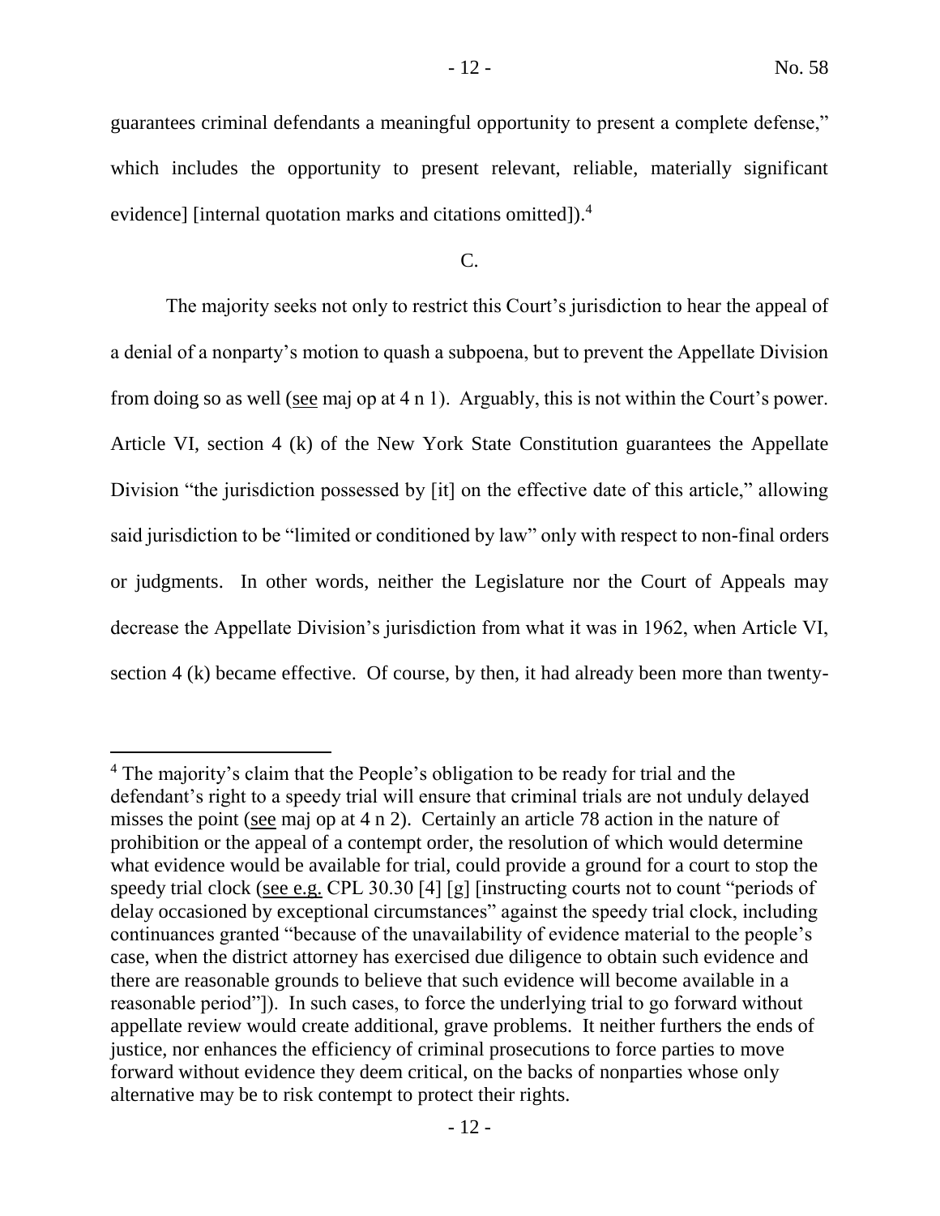guarantees criminal defendants a meaningful opportunity to present a complete defense," which includes the opportunity to present relevant, reliable, materially significant evidence] [internal quotation marks and citations omitted]).[4]

C.

The majority seeks not only to restrict this Court's jurisdiction to hear the appeal of a denial of a nonparty's motion to quash a subpoena, but to prevent the Appellate Division from doing so as well (see maj op at 4 n 1). Arguably, this is not within the Court's power. Article VI, section 4 (k) of the New York State Constitution guarantees the Appellate Division "the jurisdiction possessed by [it] on the effective date of this article," allowing said jurisdiction to be "limited or conditioned by law" only with respect to non-final orders or judgments. In other words, neither the Legislature nor the Court of Appeals may decrease the Appellate Division's jurisdiction from what it was in 1962, when Article VI, section 4 (k) became effective. Of course, by then, it had already been more than twenty-

---

[4] The majority's claim that the People's obligation to be ready for trial and the defendant's right to a speedy trial will ensure that criminal trials are not unduly delayed misses the point (see maj op at 4 n 2). Certainly an article 78 action in the nature of prohibition or the appeal of a contempt order, the resolution of which would determine what evidence would be available for trial, could provide a ground for a court to stop the speedy trial clock (see e.g. CPL 30.30 [4] [g] [instructing courts not to count "periods of delay occasioned by exceptional circumstances" against the speedy trial clock, including continuances granted "because of the unavailability of evidence material to the people's case, when the district attorney has exercised due diligence to obtain such evidence and there are reasonable grounds to believe that such evidence will become available in a reasonable period"]). In such cases, to force the underlying trial to go forward without appellate review would create additional, grave problems. It neither furthers the ends of justice, nor enhances the efficiency of criminal prosecutions to force parties to move forward without evidence they deem critical, on the backs of nonparties whose only alternative may be to risk contempt to protect their rights.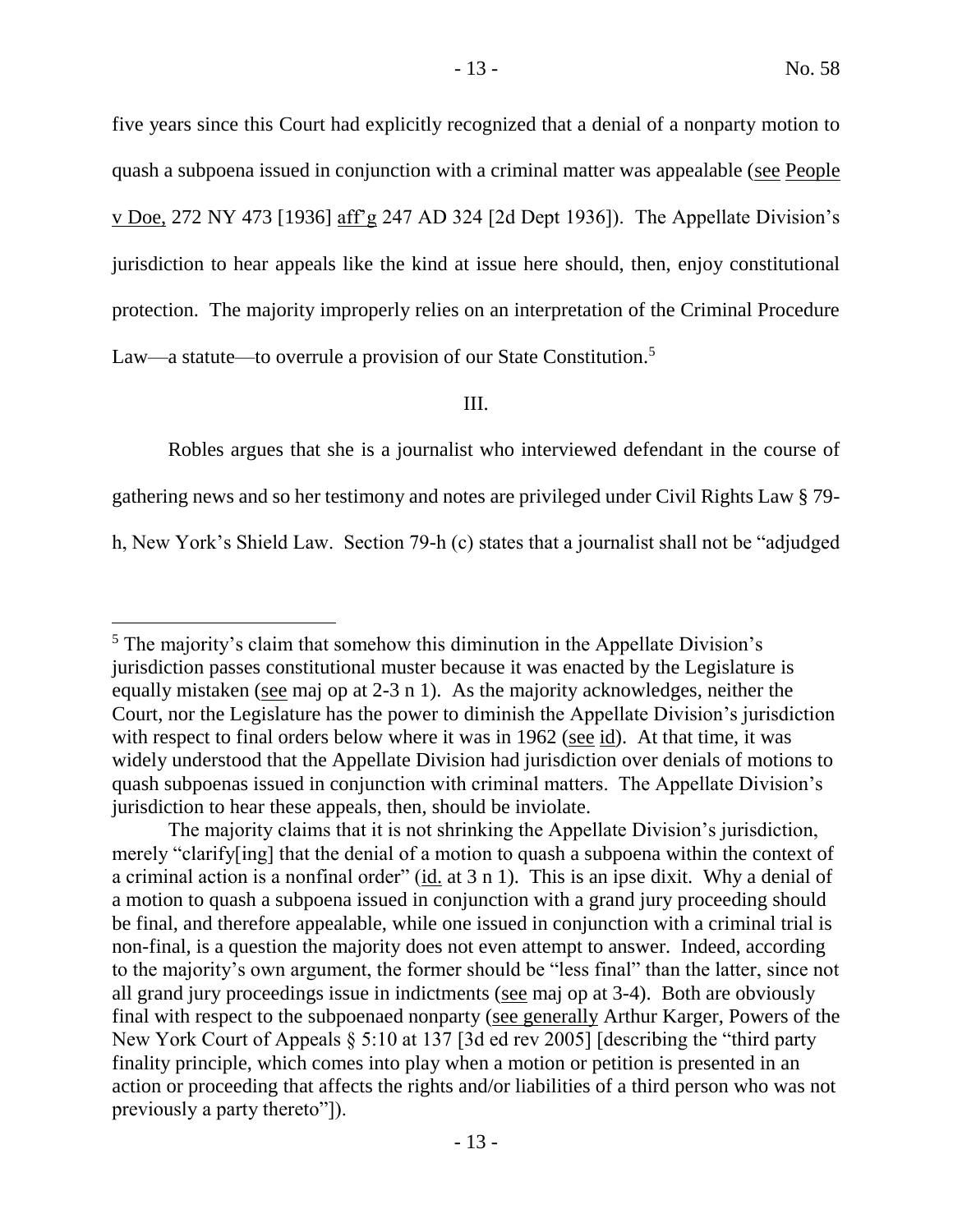five years since this Court had explicitly recognized that a denial of a nonparty motion to quash a subpoena issued in conjunction with a criminal matter was appealable (see People v Doe, 272 NY 473 [1936] aff'g 247 AD 324 [2d Dept 1936]). The Appellate Division's jurisdiction to hear appeals like the kind at issue here should, then, enjoy constitutional protection. The majority improperly relies on an interpretation of the Criminal Procedure Law—a statute—to overrule a provision of our State Constitution.[5]

III.

Robles argues that she is a journalist who interviewed defendant in the course of gathering news and so her testimony and notes are privileged under Civil Rights Law § 79-h, New York's Shield Law. Section 79-h (c) states that a journalist shall not be "adjudged

---

[5] The majority's claim that somehow this diminution in the Appellate Division's jurisdiction passes constitutional muster because it was enacted by the Legislature is equally mistaken (see maj op at 2-3 n 1). As the majority acknowledges, neither the Court, nor the Legislature has the power to diminish the Appellate Division's jurisdiction with respect to final orders below where it was in 1962 (see id). At that time, it was widely understood that the Appellate Division had jurisdiction over denials of motions to quash subpoenas issued in conjunction with criminal matters. The Appellate Division's jurisdiction to hear these appeals, then, should be inviolate.

The majority claims that it is not shrinking the Appellate Division's jurisdiction, merely "clarify[ing] that the denial of a motion to quash a subpoena within the context of a criminal action is a nonfinal order" (id. at 3 n 1). This is an ipse dixit. Why a denial of a motion to quash a subpoena issued in conjunction with a grand jury proceeding should be final, and therefore appealable, while one issued in conjunction with a criminal trial is non-final, is a question the majority does not even attempt to answer. Indeed, according to the majority's own argument, the former should be "less final" than the latter, since not all grand jury proceedings issue in indictments (see maj op at 3-4). Both are obviously final with respect to the subpoenaed nonparty (see generally Arthur Karger, Powers of the New York Court of Appeals § 5:10 at 137 [3d ed rev 2005] [describing the "third party finality principle, which comes into play when a motion or petition is presented in an action or proceeding that affects the rights and/or liabilities of a third person who was not previously a party thereto"]).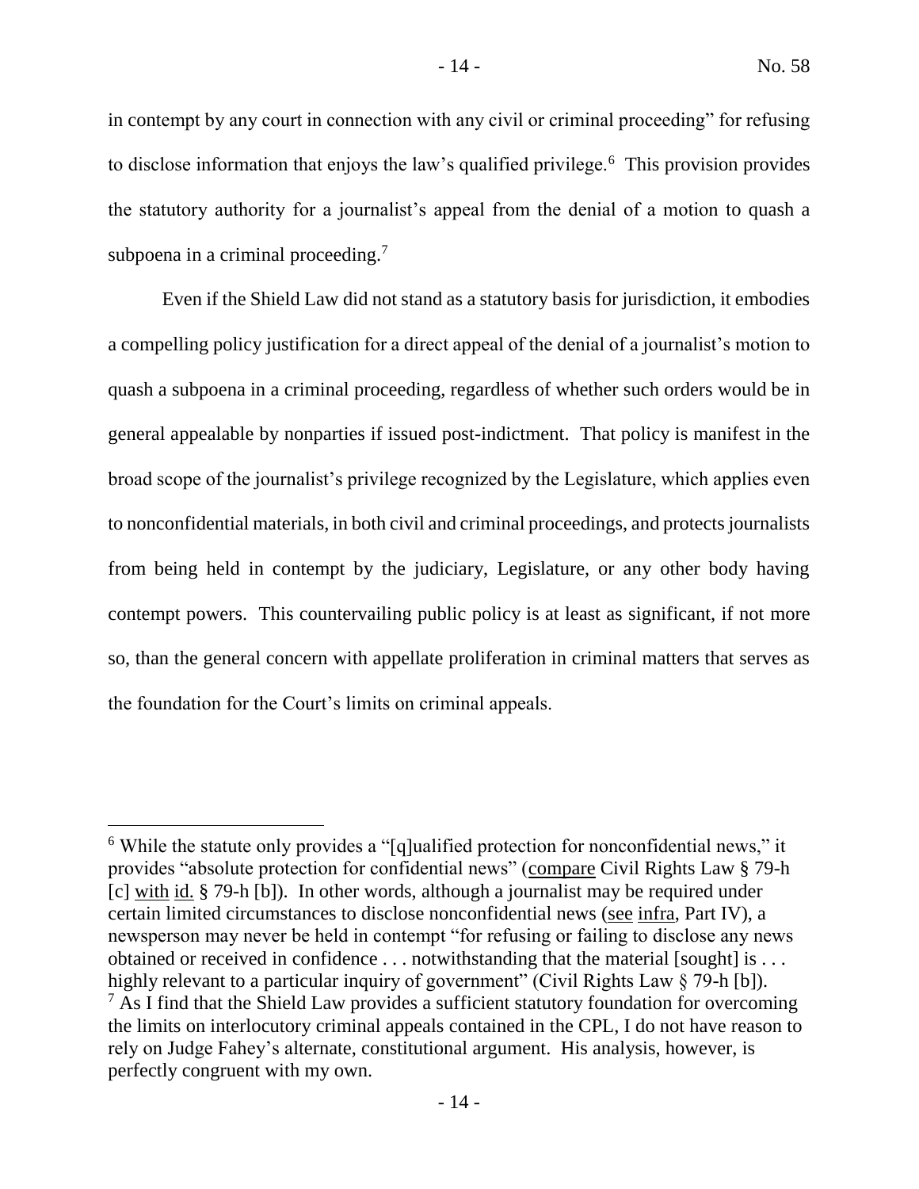in contempt by any court in connection with any civil or criminal proceeding" for refusing to disclose information that enjoys the law's qualified privilege.[6] This provision provides the statutory authority for a journalist's appeal from the denial of a motion to quash a subpoena in a criminal proceeding.[7]

Even if the Shield Law did not stand as a statutory basis for jurisdiction, it embodies a compelling policy justification for a direct appeal of the denial of a journalist's motion to quash a subpoena in a criminal proceeding, regardless of whether such orders would be in general appealable by nonparties if issued post-indictment. That policy is manifest in the broad scope of the journalist's privilege recognized by the Legislature, which applies even to nonconfidential materials, in both civil and criminal proceedings, and protects journalists from being held in contempt by the judiciary, Legislature, or any other body having contempt powers. This countervailing public policy is at least as significant, if not more so, than the general concern with appellate proliferation in criminal matters that serves as the foundation for the Court's limits on criminal appeals.

---

[6] While the statute only provides a "[q]ualified protection for nonconfidential news," it provides "absolute protection for confidential news" (compare Civil Rights Law § 79-h [c] with id. § 79-h [b]). In other words, although a journalist may be required under certain limited circumstances to disclose nonconfidential news (see infra, Part IV), a newsperson may never be held in contempt "for refusing or failing to disclose any news obtained or received in confidence . . . notwithstanding that the material [sought] is . . . highly relevant to a particular inquiry of government" (Civil Rights Law § 79-h [b]).

[7] As I find that the Shield Law provides a sufficient statutory foundation for overcoming the limits on interlocutory criminal appeals contained in the CPL, I do not have reason to rely on Judge Fahey's alternate, constitutional argument. His analysis, however, is perfectly congruent with my own.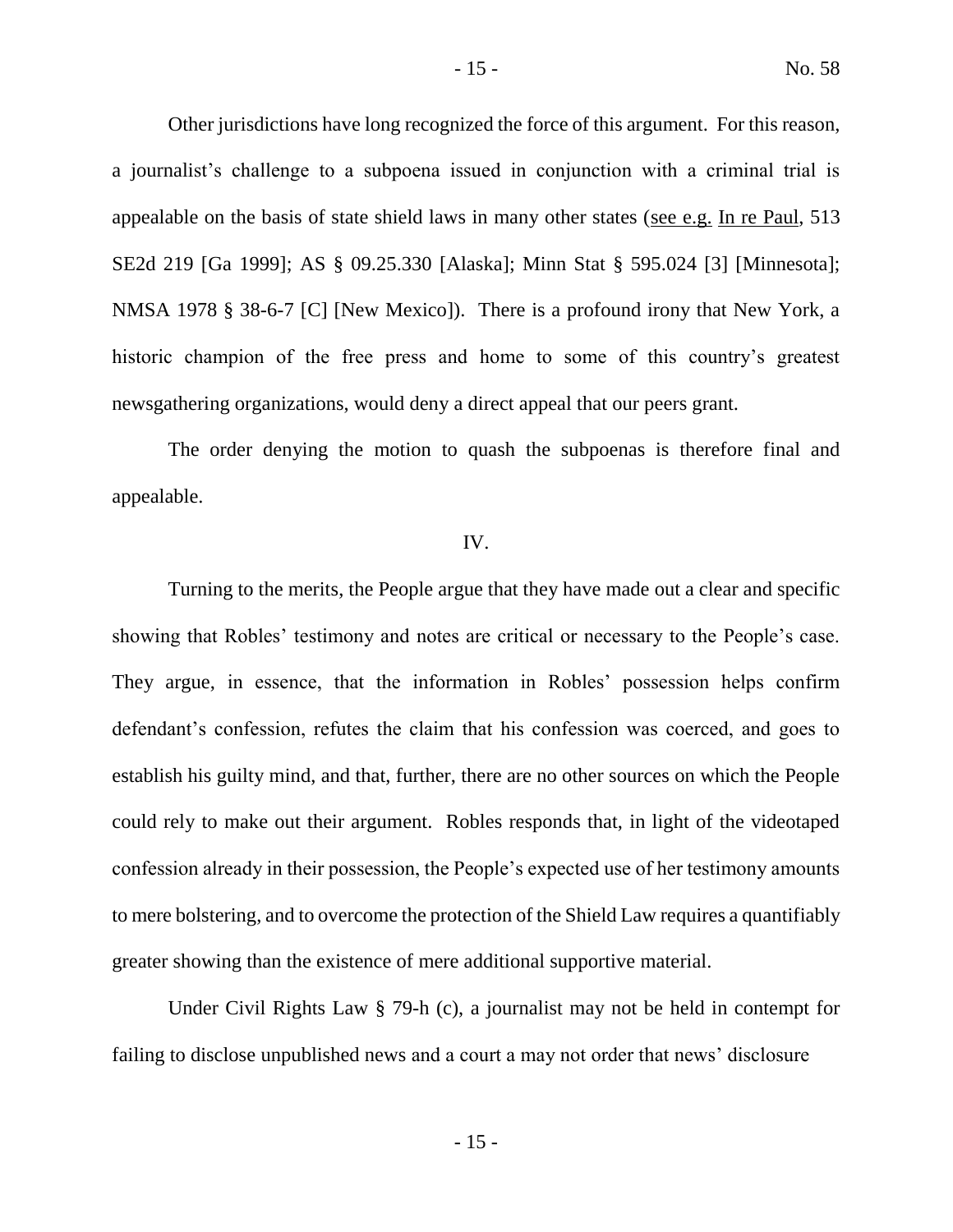Other jurisdictions have long recognized the force of this argument. For this reason, a journalist's challenge to a subpoena issued in conjunction with a criminal trial is appealable on the basis of state shield laws in many other states (see e.g. In re Paul, 513 SE2d 219 [Ga 1999]; AS § 09.25.330 [Alaska]; Minn Stat § 595.024 [3] [Minnesota]; NMSA 1978 § 38-6-7 [C] [New Mexico]). There is a profound irony that New York, a historic champion of the free press and home to some of this country's greatest newsgathering organizations, would deny a direct appeal that our peers grant.

The order denying the motion to quash the subpoenas is therefore final and appealable.

## IV.

Turning to the merits, the People argue that they have made out a clear and specific showing that Robles' testimony and notes are critical or necessary to the People's case. They argue, in essence, that the information in Robles' possession helps confirm defendant's confession, refutes the claim that his confession was coerced, and goes to establish his guilty mind, and that, further, there are no other sources on which the People could rely to make out their argument. Robles responds that, in light of the videotaped confession already in their possession, the People's expected use of her testimony amounts to mere bolstering, and to overcome the protection of the Shield Law requires a quantifiably greater showing than the existence of mere additional supportive material.

Under Civil Rights Law § 79-h (c), a journalist may not be held in contempt for failing to disclose unpublished news and a court a may not order that news' disclosure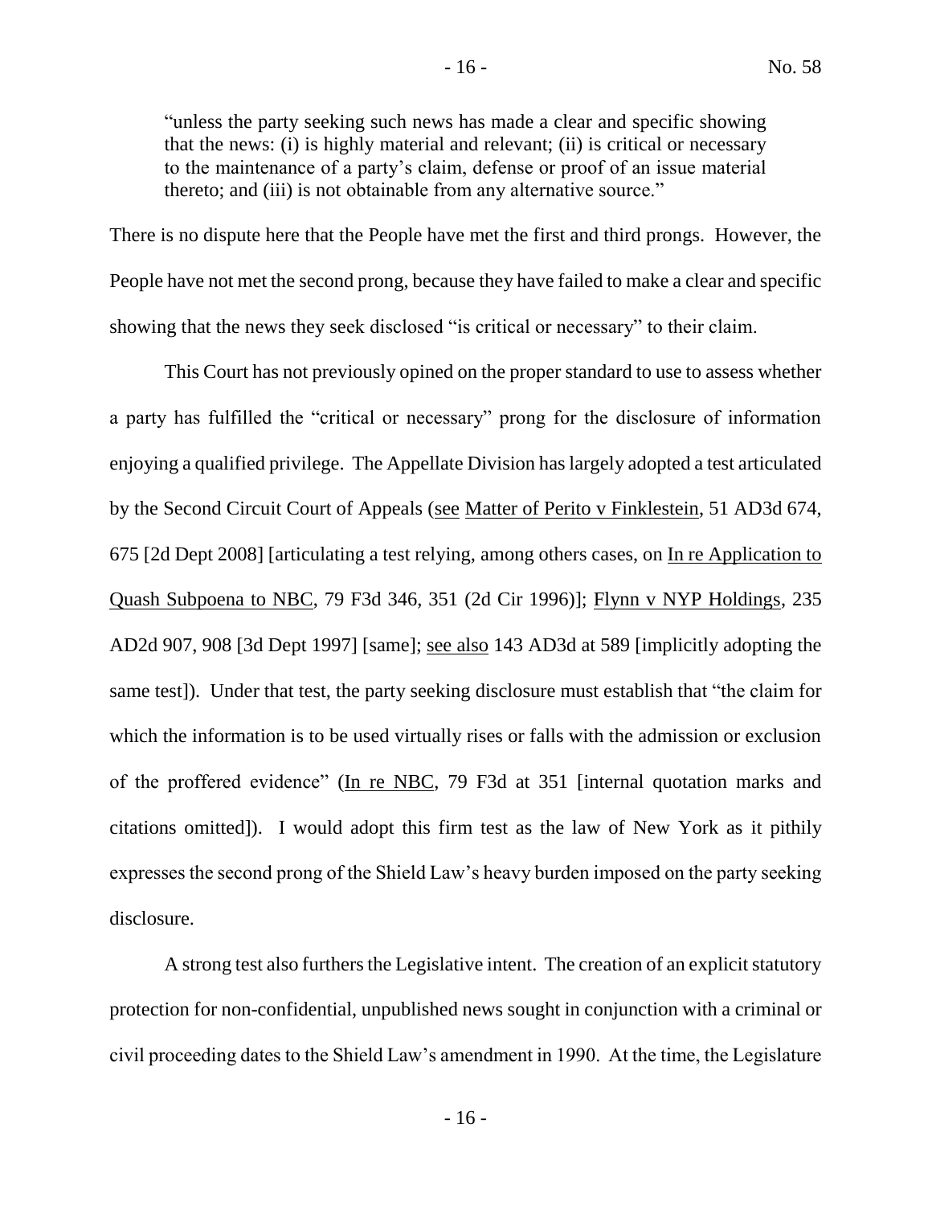> "unless the party seeking such news has made a clear and specific showing that the news: (i) is highly material and relevant; (ii) is critical or necessary to the maintenance of a party's claim, defense or proof of an issue material thereto; and (iii) is not obtainable from any alternative source."

There is no dispute here that the People have met the first and third prongs. However, the People have not met the second prong, because they have failed to make a clear and specific showing that the news they seek disclosed "is critical or necessary" to their claim.

This Court has not previously opined on the proper standard to use to assess whether a party has fulfilled the "critical or necessary" prong for the disclosure of information enjoying a qualified privilege. The Appellate Division has largely adopted a test articulated by the Second Circuit Court of Appeals (see Matter of Perito v Finklestein, 51 AD3d 674, 675 [2d Dept 2008] [articulating a test relying, among others cases, on In re Application to Quash Subpoena to NBC, 79 F3d 346, 351 (2d Cir 1996)]; Flynn v NYP Holdings, 235 AD2d 907, 908 [3d Dept 1997] [same]; see also 143 AD3d at 589 [implicitly adopting the same test]). Under that test, the party seeking disclosure must establish that "the claim for which the information is to be used virtually rises or falls with the admission or exclusion of the proffered evidence" (In re NBC, 79 F3d at 351 [internal quotation marks and citations omitted]). I would adopt this firm test as the law of New York as it pithily expresses the second prong of the Shield Law's heavy burden imposed on the party seeking disclosure.

A strong test also furthers the Legislative intent. The creation of an explicit statutory protection for non-confidential, unpublished news sought in conjunction with a criminal or civil proceeding dates to the Shield Law's amendment in 1990. At the time, the Legislature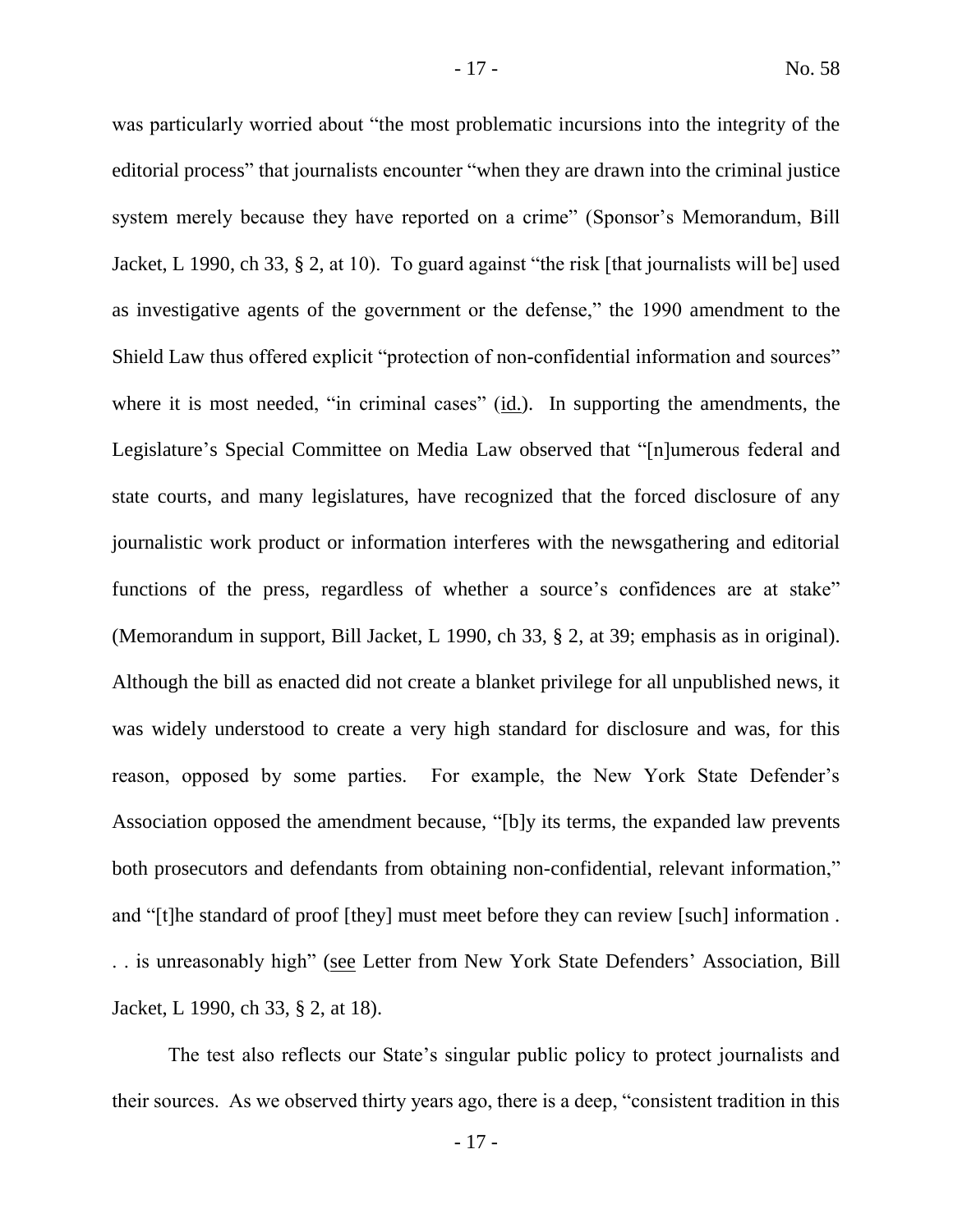was particularly worried about "the most problematic incursions into the integrity of the editorial process" that journalists encounter "when they are drawn into the criminal justice system merely because they have reported on a crime" (Sponsor's Memorandum, Bill Jacket, L 1990, ch 33, § 2, at 10). To guard against "the risk [that journalists will be] used as investigative agents of the government or the defense," the 1990 amendment to the Shield Law thus offered explicit "protection of non-confidential information and sources" where it is most needed, "in criminal cases" (id.). In supporting the amendments, the Legislature's Special Committee on Media Law observed that "[n]umerous federal and state courts, and many legislatures, have recognized that the forced disclosure of any journalistic work product or information interferes with the newsgathering and editorial functions of the press, regardless of whether a source's confidences are at stake" (Memorandum in support, Bill Jacket, L 1990, ch 33, § 2, at 39; emphasis as in original). Although the bill as enacted did not create a blanket privilege for all unpublished news, it was widely understood to create a very high standard for disclosure and was, for this reason, opposed by some parties. For example, the New York State Defender's Association opposed the amendment because, "[b]y its terms, the expanded law prevents both prosecutors and defendants from obtaining non-confidential, relevant information," and "[t]he standard of proof [they] must meet before they can review [such] information . . . is unreasonably high" (see Letter from New York State Defenders' Association, Bill Jacket, L 1990, ch 33, § 2, at 18).

The test also reflects our State's singular public policy to protect journalists and their sources. As we observed thirty years ago, there is a deep, "consistent tradition in this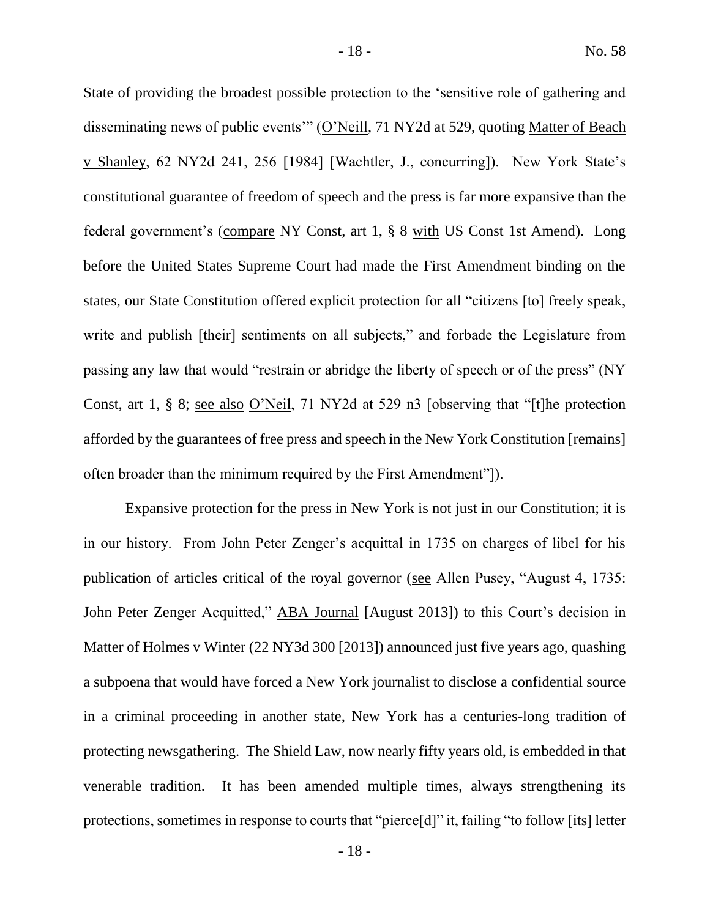State of providing the broadest possible protection to the 'sensitive role of gathering and disseminating news of public events'" (O'Neill, 71 NY2d at 529, quoting Matter of Beach v Shanley, 62 NY2d 241, 256 [1984] [Wachtler, J., concurring]). New York State's constitutional guarantee of freedom of speech and the press is far more expansive than the federal government's (compare NY Const, art 1, § 8 with US Const 1st Amend). Long before the United States Supreme Court had made the First Amendment binding on the states, our State Constitution offered explicit protection for all "citizens [to] freely speak, write and publish [their] sentiments on all subjects," and forbade the Legislature from passing any law that would "restrain or abridge the liberty of speech or of the press" (NY Const, art 1, § 8; see also O'Neil, 71 NY2d at 529 n3 [observing that "[t]he protection afforded by the guarantees of free press and speech in the New York Constitution [remains] often broader than the minimum required by the First Amendment"]).

Expansive protection for the press in New York is not just in our Constitution; it is in our history. From John Peter Zenger's acquittal in 1735 on charges of libel for his publication of articles critical of the royal governor (see Allen Pusey, "August 4, 1735: John Peter Zenger Acquitted," ABA Journal [August 2013]) to this Court's decision in Matter of Holmes v Winter (22 NY3d 300 [2013]) announced just five years ago, quashing a subpoena that would have forced a New York journalist to disclose a confidential source in a criminal proceeding in another state, New York has a centuries-long tradition of protecting newsgathering. The Shield Law, now nearly fifty years old, is embedded in that venerable tradition. It has been amended multiple times, always strengthening its protections, sometimes in response to courts that "pierce[d]" it, failing "to follow [its] letter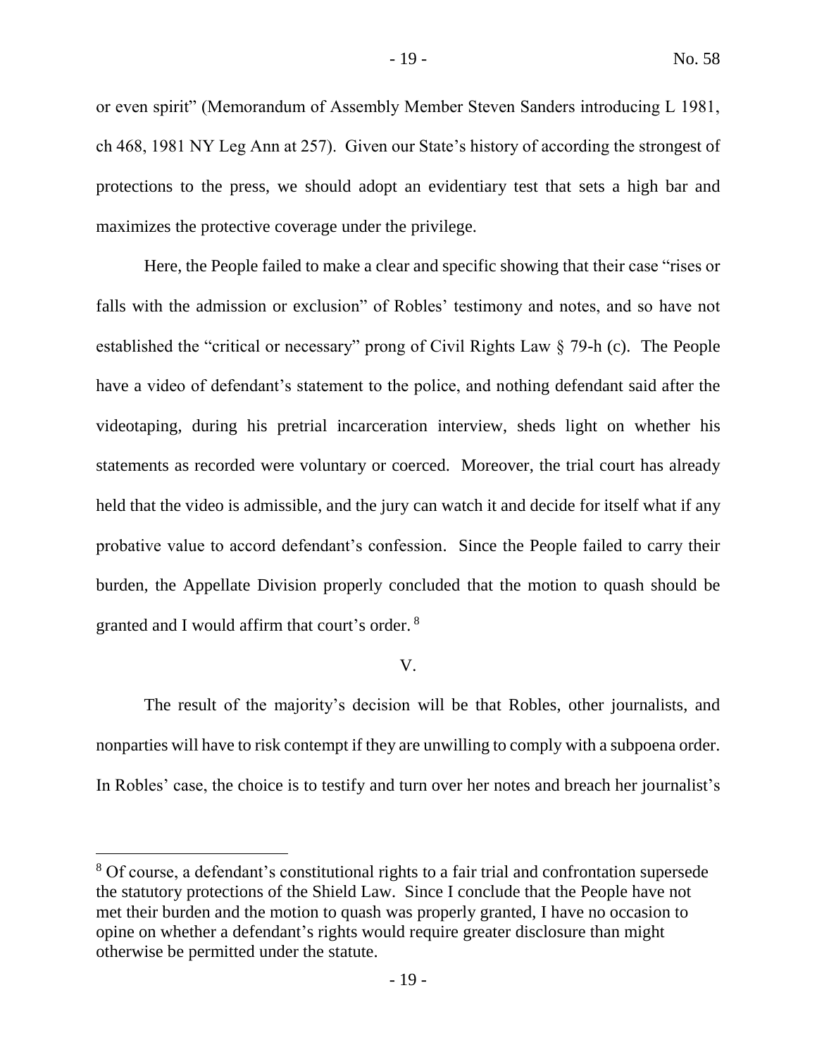or even spirit" (Memorandum of Assembly Member Steven Sanders introducing L 1981, ch 468, 1981 NY Leg Ann at 257). Given our State's history of according the strongest of protections to the press, we should adopt an evidentiary test that sets a high bar and maximizes the protective coverage under the privilege.

Here, the People failed to make a clear and specific showing that their case "rises or falls with the admission or exclusion" of Robles' testimony and notes, and so have not established the "critical or necessary" prong of Civil Rights Law § 79-h (c). The People have a video of defendant's statement to the police, and nothing defendant said after the videotaping, during his pretrial incarceration interview, sheds light on whether his statements as recorded were voluntary or coerced. Moreover, the trial court has already held that the video is admissible, and the jury can watch it and decide for itself what if any probative value to accord defendant's confession. Since the People failed to carry their burden, the Appellate Division properly concluded that the motion to quash should be granted and I would affirm that court's order. [8]

## V.

The result of the majority's decision will be that Robles, other journalists, and nonparties will have to risk contempt if they are unwilling to comply with a subpoena order. In Robles' case, the choice is to testify and turn over her notes and breach her journalist's

---

[8] Of course, a defendant's constitutional rights to a fair trial and confrontation supersede the statutory protections of the Shield Law. Since I conclude that the People have not met their burden and the motion to quash was properly granted, I have no occasion to opine on whether a defendant's rights would require greater disclosure than might otherwise be permitted under the statute.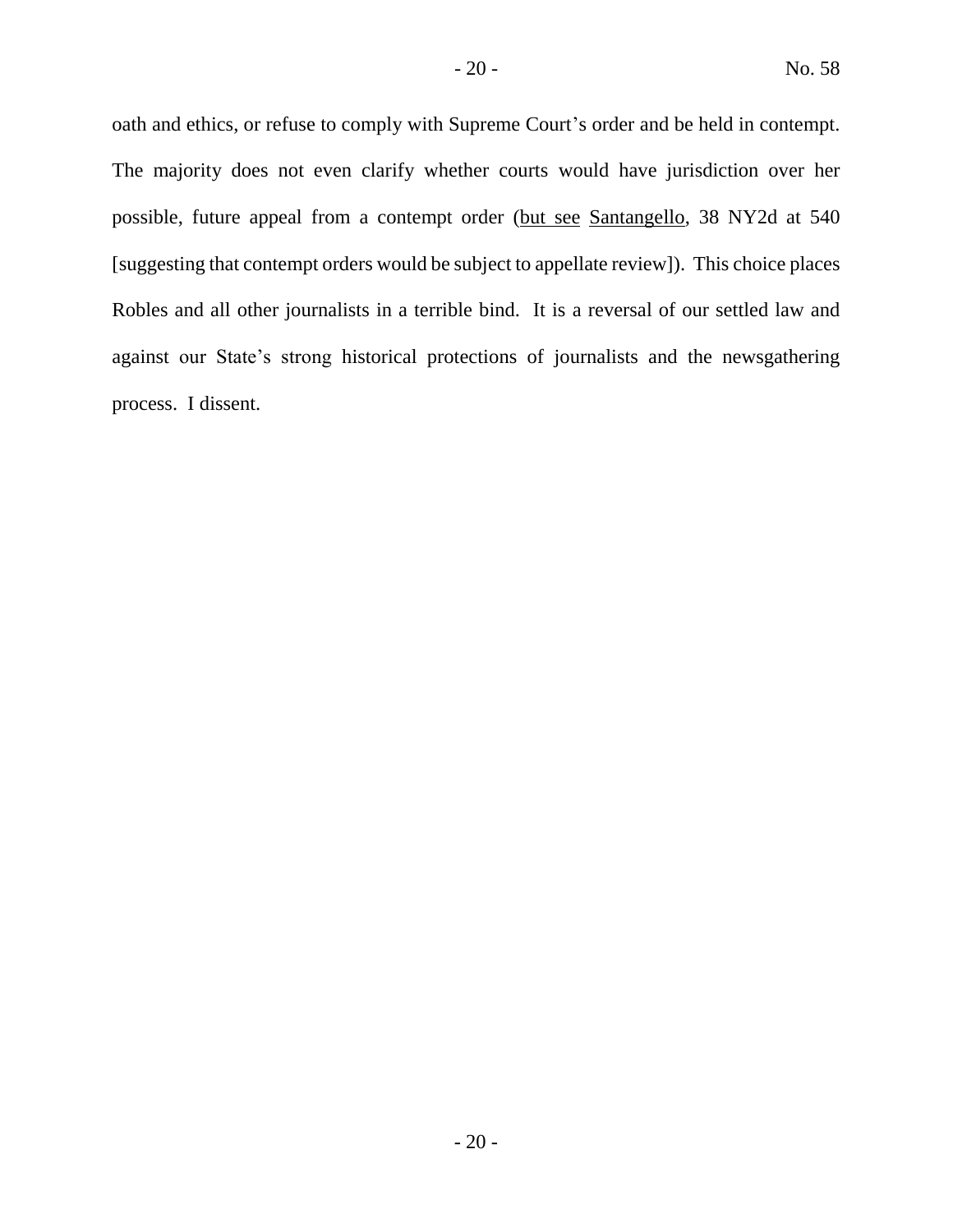oath and ethics, or refuse to comply with Supreme Court's order and be held in contempt. The majority does not even clarify whether courts would have jurisdiction over her possible, future appeal from a contempt order (<u>but see</u> <u>Santangello</u>, 38 NY2d at 540 [suggesting that contempt orders would be subject to appellate review]). This choice places Robles and all other journalists in a terrible bind. It is a reversal of our settled law and against our State's strong historical protections of journalists and the newsgathering process. I dissent.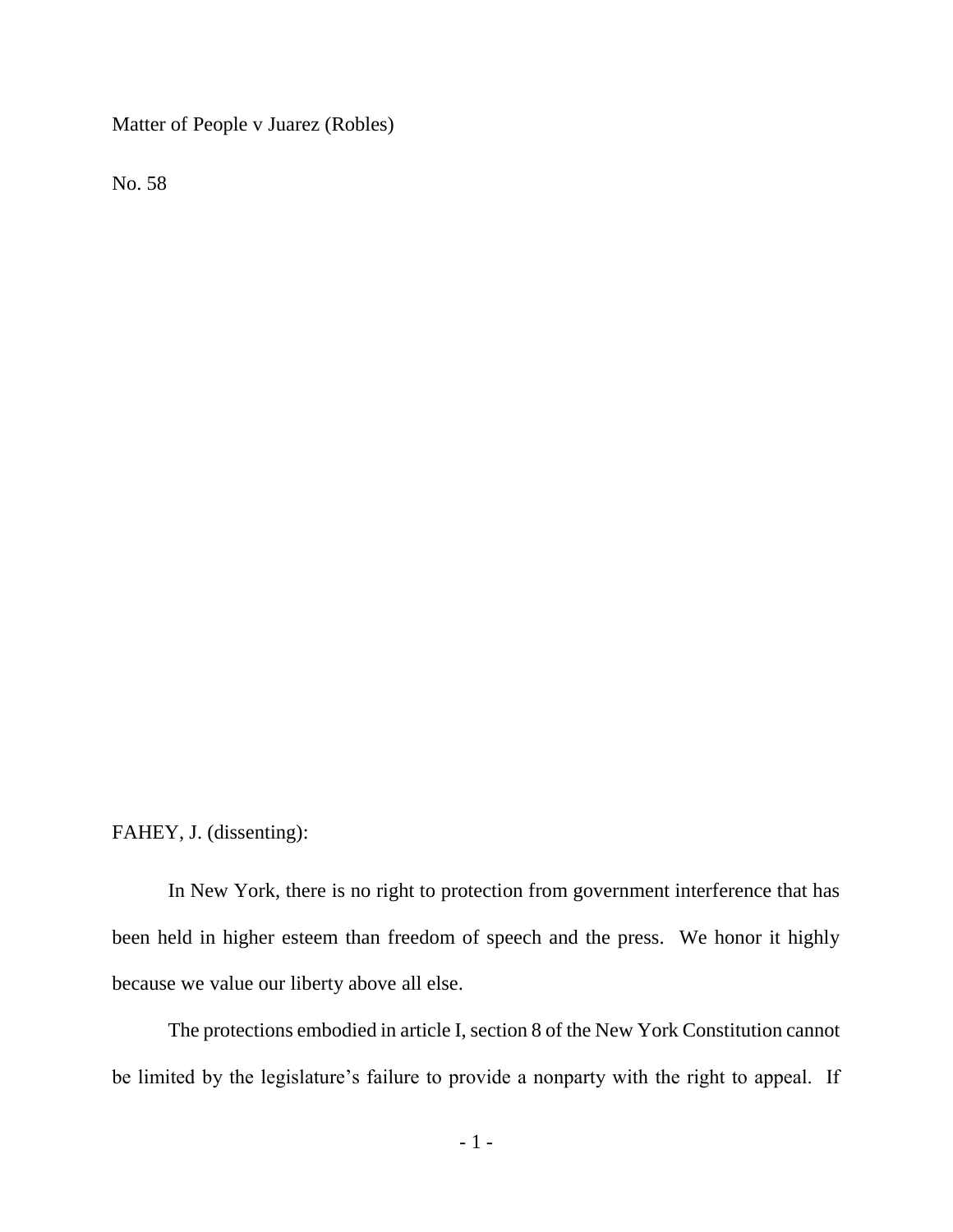Matter of People v Juarez (Robles)

No. 58

FAHEY, J. (dissenting):

In New York, there is no right to protection from government interference that has been held in higher esteem than freedom of speech and the press. We honor it highly because we value our liberty above all else.

The protections embodied in article I, section 8 of the New York Constitution cannot be limited by the legislature's failure to provide a nonparty with the right to appeal. If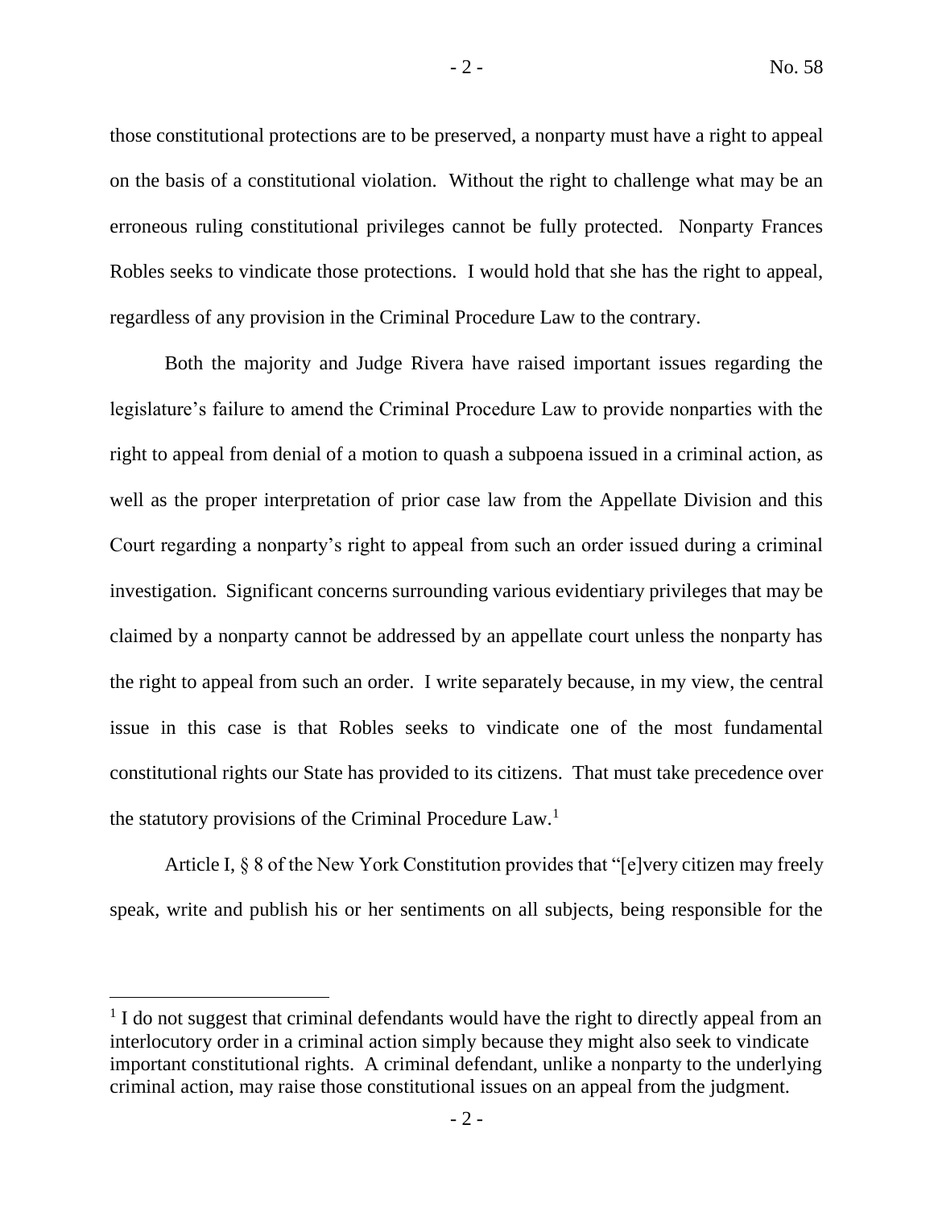those constitutional protections are to be preserved, a nonparty must have a right to appeal on the basis of a constitutional violation. Without the right to challenge what may be an erroneous ruling constitutional privileges cannot be fully protected. Nonparty Frances Robles seeks to vindicate those protections. I would hold that she has the right to appeal, regardless of any provision in the Criminal Procedure Law to the contrary.

Both the majority and Judge Rivera have raised important issues regarding the legislature's failure to amend the Criminal Procedure Law to provide nonparties with the right to appeal from denial of a motion to quash a subpoena issued in a criminal action, as well as the proper interpretation of prior case law from the Appellate Division and this Court regarding a nonparty's right to appeal from such an order issued during a criminal investigation. Significant concerns surrounding various evidentiary privileges that may be claimed by a nonparty cannot be addressed by an appellate court unless the nonparty has the right to appeal from such an order. I write separately because, in my view, the central issue in this case is that Robles seeks to vindicate one of the most fundamental constitutional rights our State has provided to its citizens. That must take precedence over the statutory provisions of the Criminal Procedure Law.[1]

Article I, § 8 of the New York Constitution provides that "[e]very citizen may freely speak, write and publish his or her sentiments on all subjects, being responsible for the

[1] I do not suggest that criminal defendants would have the right to directly appeal from an interlocutory order in a criminal action simply because they might also seek to vindicate important constitutional rights. A criminal defendant, unlike a nonparty to the underlying criminal action, may raise those constitutional issues on an appeal from the judgment.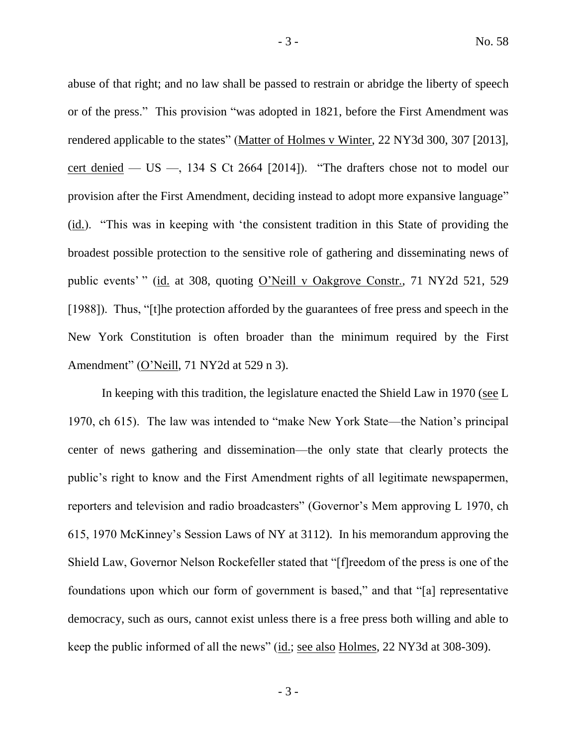abuse of that right; and no law shall be passed to restrain or abridge the liberty of speech or of the press." This provision "was adopted in 1821, before the First Amendment was rendered applicable to the states" (Matter of Holmes v Winter, 22 NY3d 300, 307 [2013], cert denied — US —, 134 S Ct 2664 [2014]). "The drafters chose not to model our provision after the First Amendment, deciding instead to adopt more expansive language" (id.). "This was in keeping with 'the consistent tradition in this State of providing the broadest possible protection to the sensitive role of gathering and disseminating news of public events' " (id. at 308, quoting O'Neill v Oakgrove Constr., 71 NY2d 521, 529 [1988]). Thus, "[t]he protection afforded by the guarantees of free press and speech in the New York Constitution is often broader than the minimum required by the First Amendment" (O'Neill, 71 NY2d at 529 n 3).

In keeping with this tradition, the legislature enacted the Shield Law in 1970 (see L 1970, ch 615). The law was intended to "make New York State—the Nation's principal center of news gathering and dissemination—the only state that clearly protects the public's right to know and the First Amendment rights of all legitimate newspapermen, reporters and television and radio broadcasters" (Governor's Mem approving L 1970, ch 615, 1970 McKinney's Session Laws of NY at 3112). In his memorandum approving the Shield Law, Governor Nelson Rockefeller stated that "[f]reedom of the press is one of the foundations upon which our form of government is based," and that "[a] representative democracy, such as ours, cannot exist unless there is a free press both willing and able to keep the public informed of all the news" (id.; see also Holmes, 22 NY3d at 308-309).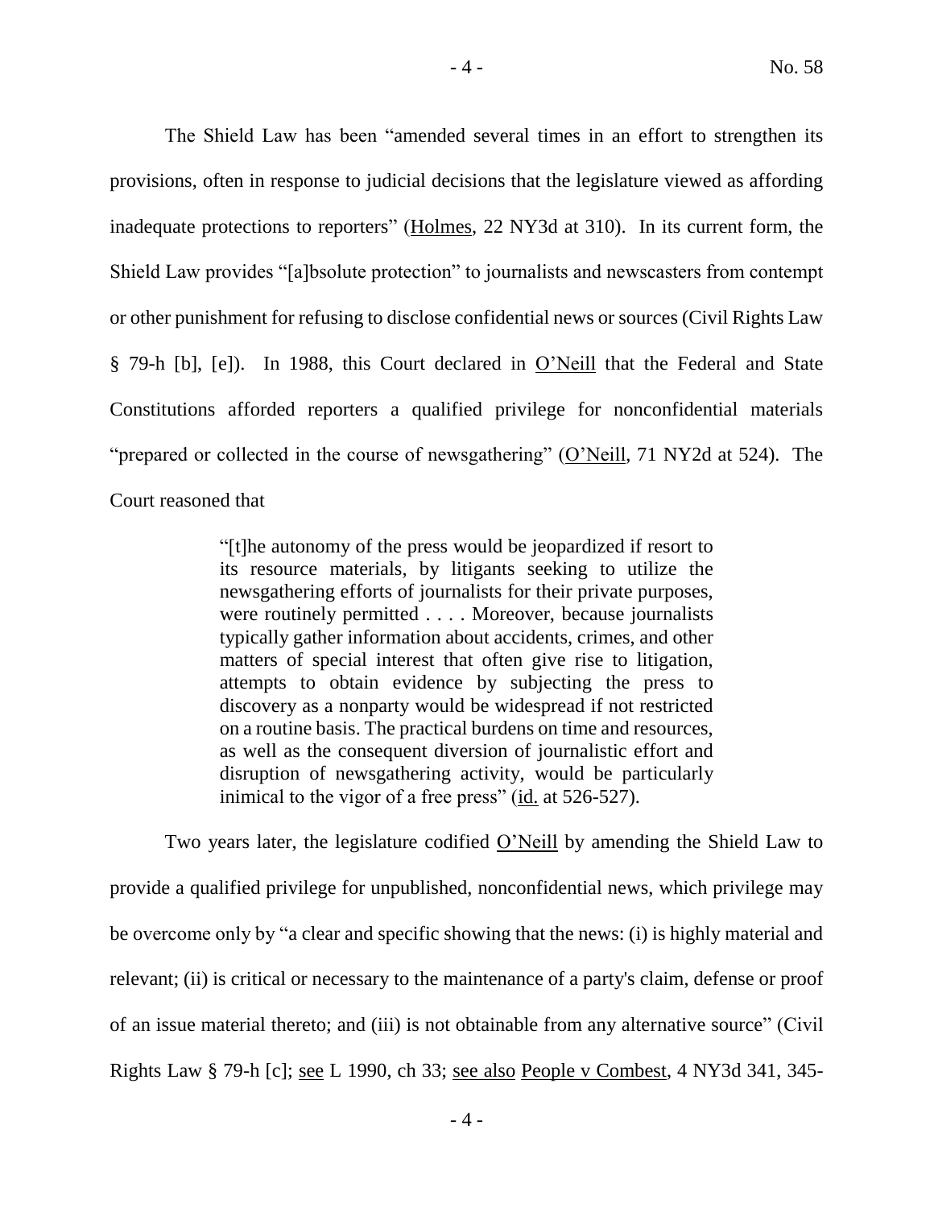The Shield Law has been "amended several times in an effort to strengthen its provisions, often in response to judicial decisions that the legislature viewed as affording inadequate protections to reporters" (Holmes, 22 NY3d at 310). In its current form, the Shield Law provides "[a]bsolute protection" to journalists and newscasters from contempt or other punishment for refusing to disclose confidential news or sources (Civil Rights Law § 79-h [b], [e]). In 1988, this Court declared in O'Neill that the Federal and State Constitutions afforded reporters a qualified privilege for nonconfidential materials "prepared or collected in the course of newsgathering" (O'Neill, 71 NY2d at 524). The Court reasoned that

> "[t]he autonomy of the press would be jeopardized if resort to its resource materials, by litigants seeking to utilize the newsgathering efforts of journalists for their private purposes, were routinely permitted . . . . Moreover, because journalists typically gather information about accidents, crimes, and other matters of special interest that often give rise to litigation, attempts to obtain evidence by subjecting the press to discovery as a nonparty would be widespread if not restricted on a routine basis. The practical burdens on time and resources, as well as the consequent diversion of journalistic effort and disruption of newsgathering activity, would be particularly inimical to the vigor of a free press" (id. at 526-527).

Two years later, the legislature codified O'Neill by amending the Shield Law to provide a qualified privilege for unpublished, nonconfidential news, which privilege may be overcome only by "a clear and specific showing that the news: (i) is highly material and relevant; (ii) is critical or necessary to the maintenance of a party's claim, defense or proof of an issue material thereto; and (iii) is not obtainable from any alternative source" (Civil Rights Law § 79-h [c]; see L 1990, ch 33; see also People v Combest, 4 NY3d 341, 345-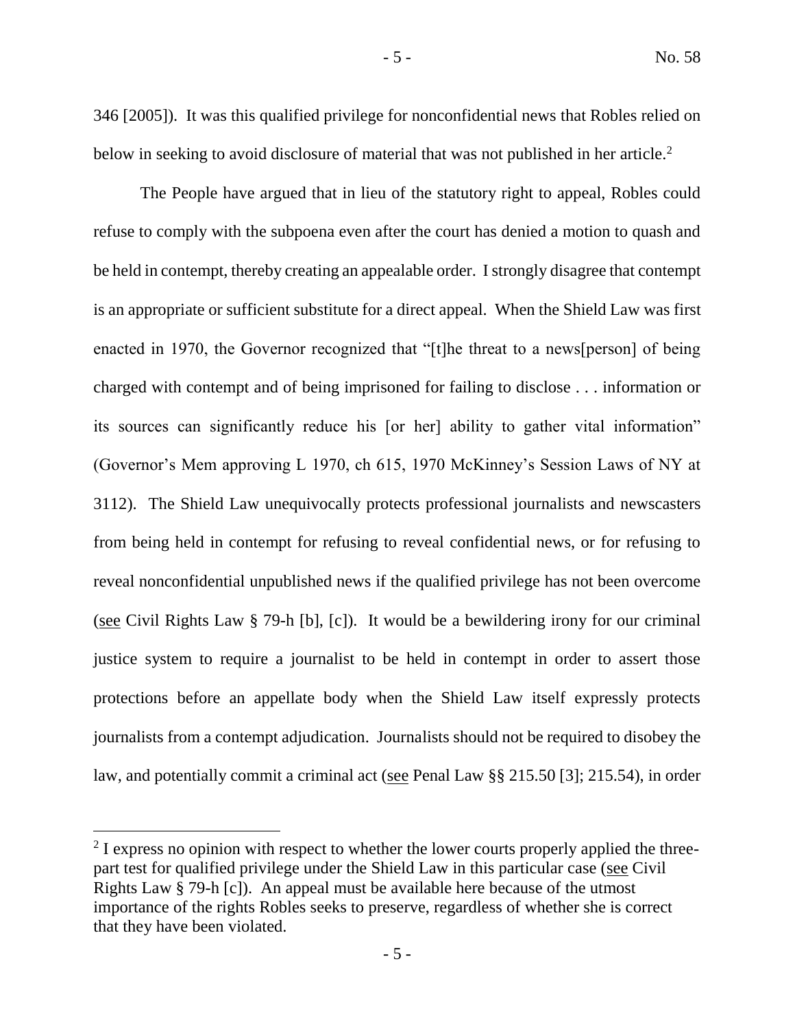346 [2005]). It was this qualified privilege for nonconfidential news that Robles relied on below in seeking to avoid disclosure of material that was not published in her article.[2]

The People have argued that in lieu of the statutory right to appeal, Robles could refuse to comply with the subpoena even after the court has denied a motion to quash and be held in contempt, thereby creating an appealable order. I strongly disagree that contempt is an appropriate or sufficient substitute for a direct appeal. When the Shield Law was first enacted in 1970, the Governor recognized that "[t]he threat to a news[person] of being charged with contempt and of being imprisoned for failing to disclose . . . information or its sources can significantly reduce his [or her] ability to gather vital information" (Governor's Mem approving L 1970, ch 615, 1970 McKinney's Session Laws of NY at 3112). The Shield Law unequivocally protects professional journalists and newscasters from being held in contempt for refusing to reveal confidential news, or for refusing to reveal nonconfidential unpublished news if the qualified privilege has not been overcome (see Civil Rights Law § 79-h [b], [c]). It would be a bewildering irony for our criminal justice system to require a journalist to be held in contempt in order to assert those protections before an appellate body when the Shield Law itself expressly protects journalists from a contempt adjudication. Journalists should not be required to disobey the law, and potentially commit a criminal act (see Penal Law §§ 215.50 [3]; 215.54), in order

---

[2] I express no opinion with respect to whether the lower courts properly applied the three-part test for qualified privilege under the Shield Law in this particular case (see Civil Rights Law § 79-h [c]). An appeal must be available here because of the utmost importance of the rights Robles seeks to preserve, regardless of whether she is correct that they have been violated.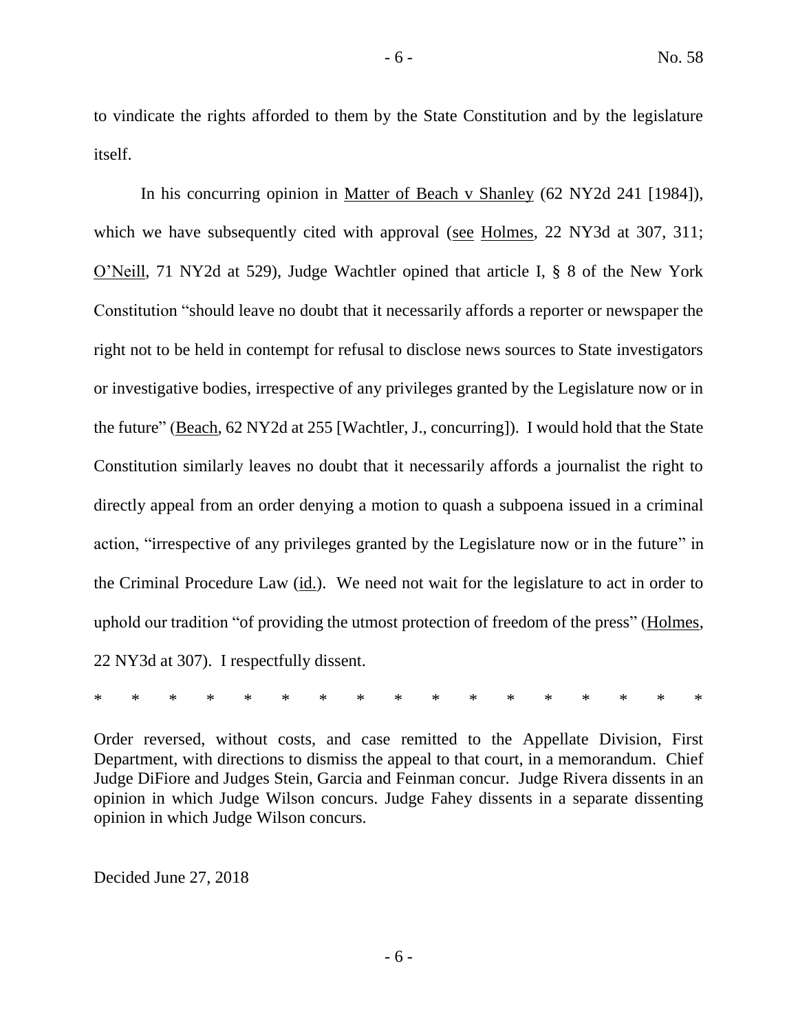to vindicate the rights afforded to them by the State Constitution and by the legislature itself.

In his concurring opinion in Matter of Beach v Shanley (62 NY2d 241 [1984]), which we have subsequently cited with approval (see Holmes, 22 NY3d at 307, 311; O'Neill, 71 NY2d at 529), Judge Wachtler opined that article I, § 8 of the New York Constitution "should leave no doubt that it necessarily affords a reporter or newspaper the right not to be held in contempt for refusal to disclose news sources to State investigators or investigative bodies, irrespective of any privileges granted by the Legislature now or in the future" (Beach, 62 NY2d at 255 [Wachtler, J., concurring]). I would hold that the State Constitution similarly leaves no doubt that it necessarily affords a journalist the right to directly appeal from an order denying a motion to quash a subpoena issued in a criminal action, "irrespective of any privileges granted by the Legislature now or in the future" in the Criminal Procedure Law (id.). We need not wait for the legislature to act in order to uphold our tradition "of providing the utmost protection of freedom of the press" (Holmes, 22 NY3d at 307). I respectfully dissent.

\* \* \* \* \* \* \* \* \* \* \* \* \* \* \* \* \*

Order reversed, without costs, and case remitted to the Appellate Division, First Department, with directions to dismiss the appeal to that court, in a memorandum. Chief Judge DiFiore and Judges Stein, Garcia and Feinman concur. Judge Rivera dissents in an opinion in which Judge Wilson concurs. Judge Fahey dissents in a separate dissenting opinion in which Judge Wilson concurs.

Decided June 27, 2018